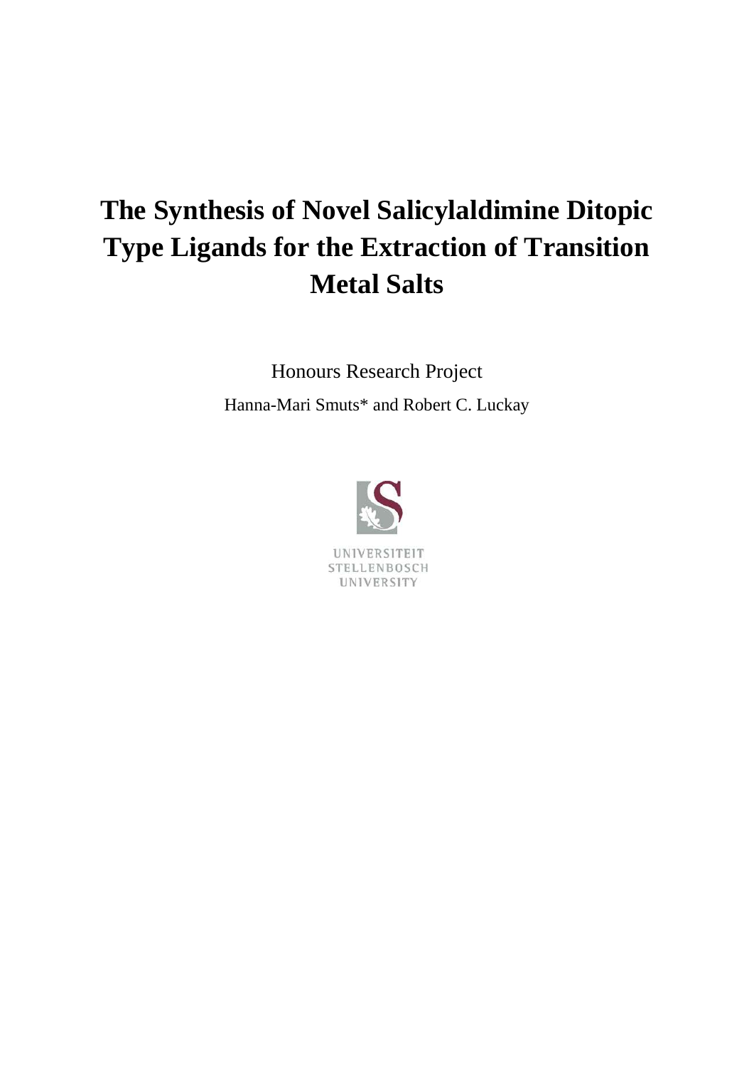# The Synthesis of Novel Salicylaldimine Ditopic Type Ligands for the Extraction of Transition Metal Salts

Honours Research Project

Hanna-Mari Smuts* and Robert C. Luckay

UNIVERSITEIT
STELLENBOSCH
UNIVERSITY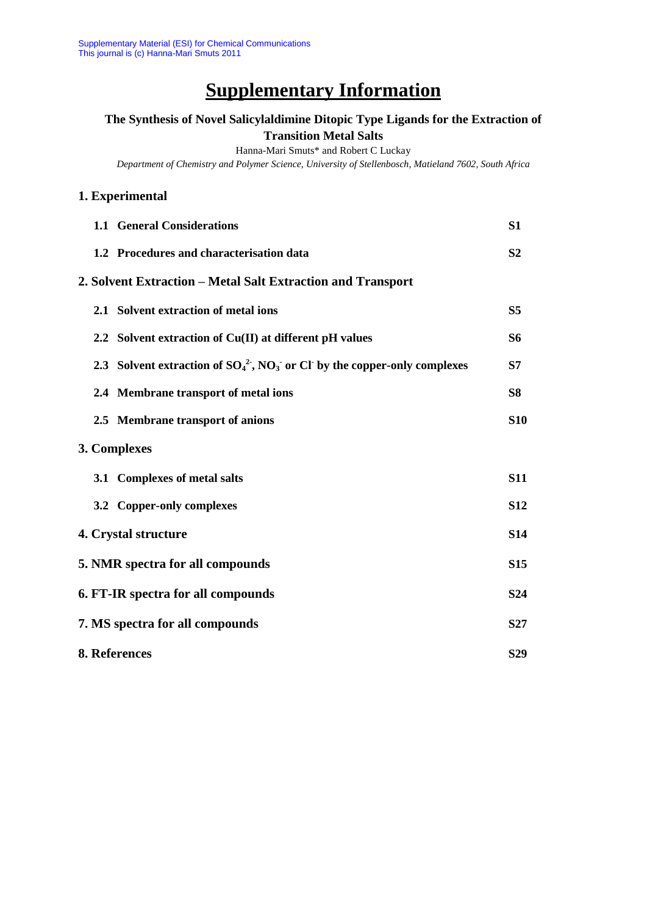# Supplementary Information

### The Synthesis of Novel Salicylaldimine Ditopic Type Ligands for the Extraction of Transition Metal Salts

Hanna-Mari Smuts* and Robert C Luckay

*Department of Chemistry and Polymer Science, University of Stellenbosch, Matieland 7602, South Africa*

## 1. Experimental

| | |
|---|---|
| **1.1 General Considerations** | **S1** |
| **1.2 Procedures and characterisation data** | **S2** |

## 2. Solvent Extraction – Metal Salt Extraction and Transport

| | |
|---|---|
| **2.1 Solvent extraction of metal ions** | **S5** |
| **2.2 Solvent extraction of Cu(II) at different pH values** | **S6** |
| **2.3 Solvent extraction of $SO_4^{2-}$, $NO_3^-$ or $Cl^-$ by the copper-only complexes** | **S7** |
| **2.4 Membrane transport of metal ions** | **S8** |
| **2.5 Membrane transport of anions** | **S10** |

## 3. Complexes

| | |
|---|---|
| **3.1 Complexes of metal salts** | **S11** |
| **3.2 Copper-only complexes** | **S12** |

| | |
|---|---|
| **4. Crystal structure** | **S14** |
| **5. NMR spectra for all compounds** | **S15** |
| **6. FT-IR spectra for all compounds** | **S24** |
| **7. MS spectra for all compounds** | **S27** |
| **8. References** | **S29** |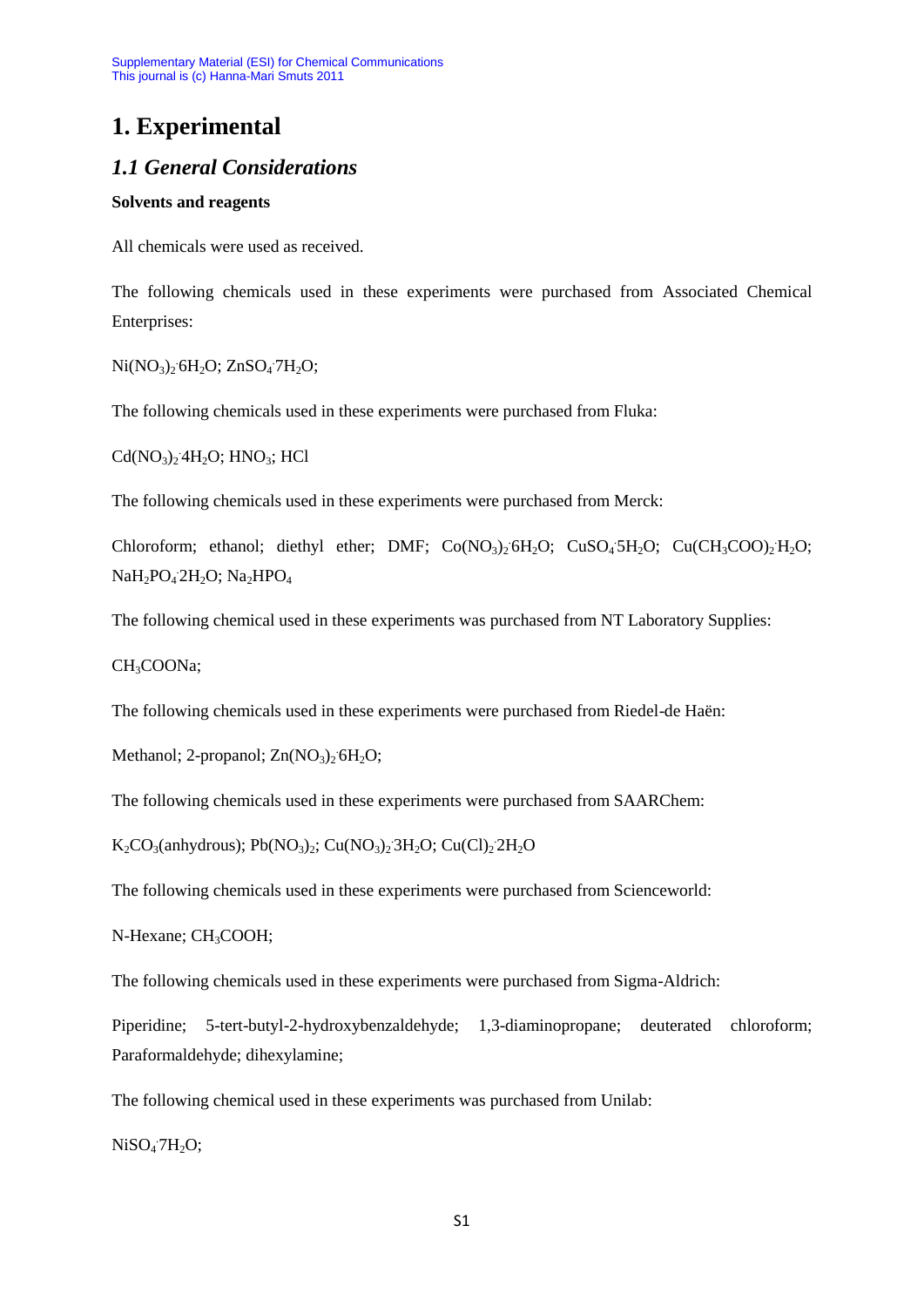# 1. Experimental

## *1.1 General Considerations*

**Solvents and reagents**

All chemicals were used as received.

The following chemicals used in these experiments were purchased from Associated Chemical Enterprises:

$Ni(NO_3)_2{\cdot}6H_2O$; $ZnSO_4{\cdot}7H_2O$;

The following chemicals used in these experiments were purchased from Fluka:

$Cd(NO_3)_2{\cdot}4H_2O$; $HNO_3$; HCl

The following chemicals used in these experiments were purchased from Merck:

Chloroform; ethanol; diethyl ether; DMF; $Co(NO_3)_2{\cdot}6H_2O$; $CuSO_4{\cdot}5H_2O$; $Cu(CH_3COO)_2{\cdot}H_2O$; $NaH_2PO_4{\cdot}2H_2O$; $Na_2HPO_4$

The following chemical used in these experiments was purchased from NT Laboratory Supplies:

$CH_3COONa$;

The following chemicals used in these experiments were purchased from Riedel-de Haën:

Methanol; 2-propanol; $Zn(NO_3)_2{\cdot}6H_2O$;

The following chemicals used in these experiments were purchased from SAARChem:

$K_2CO_3$(anhydrous); $Pb(NO_3)_2$; $Cu(NO_3)_2{\cdot}3H_2O$; $Cu(Cl)_2{\cdot}2H_2O$

The following chemicals used in these experiments were purchased from Scienceworld:

N-Hexane; $CH_3COOH$;

The following chemicals used in these experiments were purchased from Sigma-Aldrich:

Piperidine; 5-tert-butyl-2-hydroxybenzaldehyde; 1,3-diaminopropane; deuterated chloroform; Paraformaldehyde; dihexylamine;

The following chemical used in these experiments was purchased from Unilab:

$NiSO_4{\cdot}7H_2O$;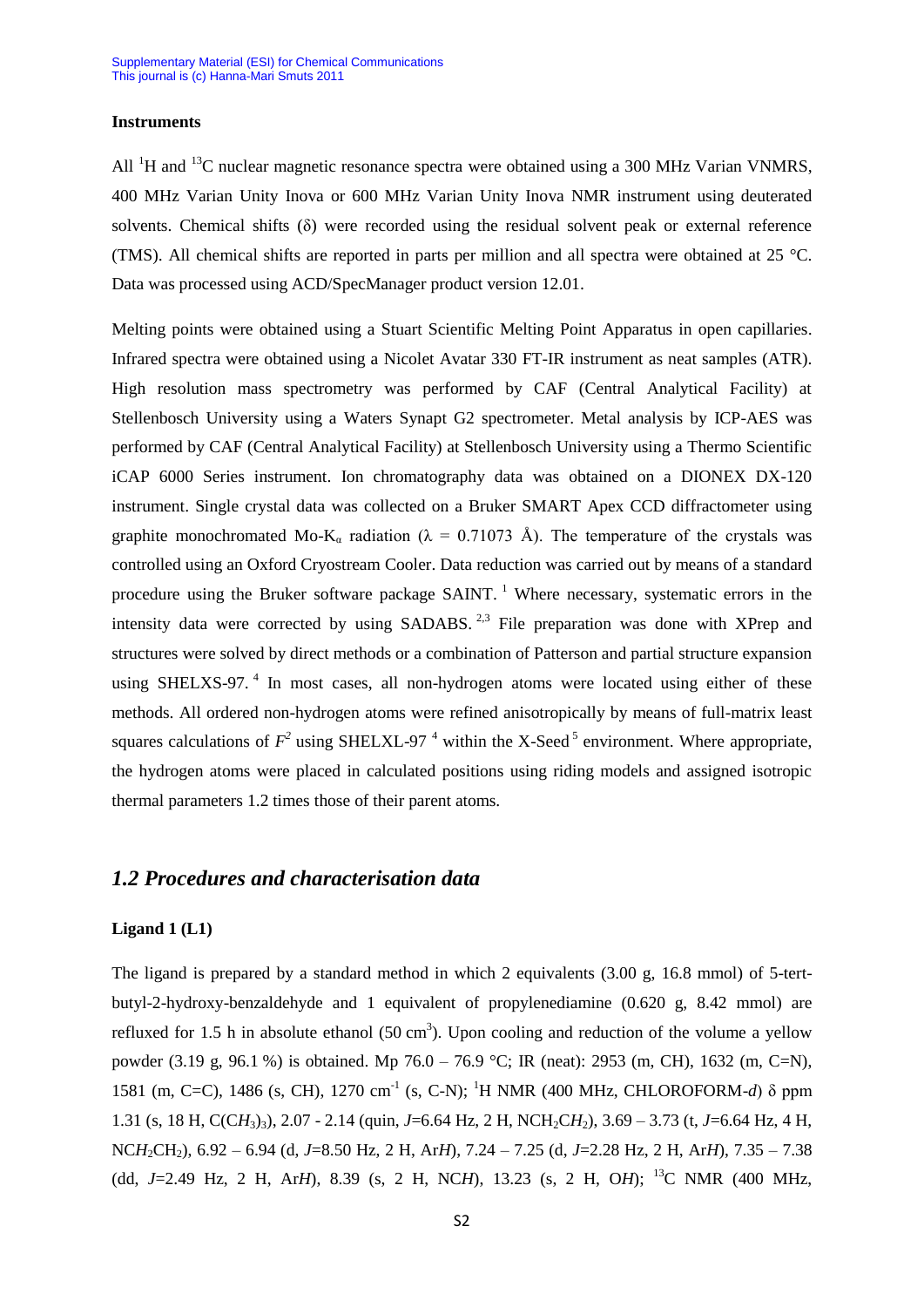**Instruments**

All $^{1}H$ and $^{13}C$ nuclear magnetic resonance spectra were obtained using a 300 MHz Varian VNMRS, 400 MHz Varian Unity Inova or 600 MHz Varian Unity Inova NMR instrument using deuterated solvents. Chemical shifts (δ) were recorded using the residual solvent peak or external reference (TMS). All chemical shifts are reported in parts per million and all spectra were obtained at 25 °C. Data was processed using ACD/SpecManager product version 12.01.

Melting points were obtained using a Stuart Scientific Melting Point Apparatus in open capillaries. Infrared spectra were obtained using a Nicolet Avatar 330 FT-IR instrument as neat samples (ATR). High resolution mass spectrometry was performed by CAF (Central Analytical Facility) at Stellenbosch University using a Waters Synapt G2 spectrometer. Metal analysis by ICP-AES was performed by CAF (Central Analytical Facility) at Stellenbosch University using a Thermo Scientific iCAP 6000 Series instrument. Ion chromatography data was obtained on a DIONEX DX-120 instrument. Single crystal data was collected on a Bruker SMART Apex CCD diffractometer using graphite monochromated Mo-$K_{\alpha}$ radiation (λ = 0.71073 Å). The temperature of the crystals was controlled using an Oxford Cryostream Cooler. Data reduction was carried out by means of a standard procedure using the Bruker software package SAINT.[1] Where necessary, systematic errors in the intensity data were corrected by using SADABS.[2,3] File preparation was done with XPrep and structures were solved by direct methods or a combination of Patterson and partial structure expansion using SHELXS-97.[4] In most cases, all non-hydrogen atoms were located using either of these methods. All ordered non-hydrogen atoms were refined anisotropically by means of full-matrix least squares calculations of $F^2$ using SHELXL-97[4] within the X-Seed[5] environment. Where appropriate, the hydrogen atoms were placed in calculated positions using riding models and assigned isotropic thermal parameters 1.2 times those of their parent atoms.

## *1.2 Procedures and characterisation data*

**Ligand 1 (L1)**

The ligand is prepared by a standard method in which 2 equivalents (3.00 g, 16.8 mmol) of 5-tert-butyl-2-hydroxy-benzaldehyde and 1 equivalent of propylenediamine (0.620 g, 8.42 mmol) are refluxed for 1.5 h in absolute ethanol (50 $cm^3$). Upon cooling and reduction of the volume a yellow powder (3.19 g, 96.1 %) is obtained. Mp 76.0 – 76.9 °C; IR (neat): 2953 (m, CH), 1632 (m, C=N), 1581 (m, C=C), 1486 (s, CH), 1270 $cm^{-1}$ (s, C-N); $^{1}H$ NMR (400 MHz, CHLOROFORM-*d*) δ ppm 1.31 (s, 18 H, $C(CH_3)_3$), 2.07 - 2.14 (quin, *J*=6.64 Hz, 2 H, $NCH_2CH_2$), 3.69 – 3.73 (t, *J*=6.64 Hz, 4 H, $NCH_2CH_2$), 6.92 – 6.94 (d, *J*=8.50 Hz, 2 H, Ar*H*), 7.24 – 7.25 (d, *J*=2.28 Hz, 2 H, Ar*H*), 7.35 – 7.38 (dd, *J*=2.49 Hz, 2 H, Ar*H*), 8.39 (s, 2 H, NC*H*), 13.23 (s, 2 H, O*H*); $^{13}C$ NMR (400 MHz,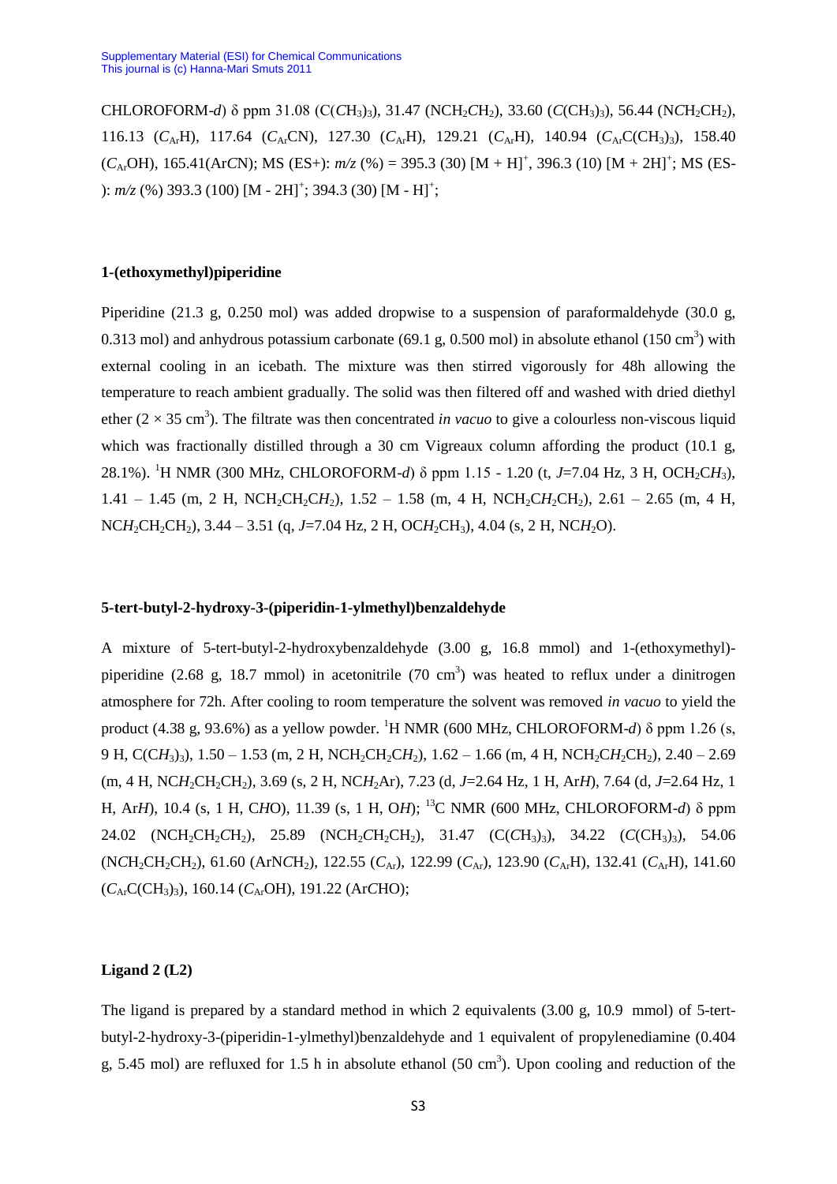CHLOROFORM-*d*) δ ppm 31.08 ($C(CH_3)_3$), 31.47 ($NCH_2CH_2$), 33.60 ($C(CH_3)_3$), 56.44 ($NCH_2CH_2$), 116.13 ($C_{Ar}H$), 117.64 ($C_{Ar}CN$), 127.30 ($C_{Ar}H$), 129.21 ($C_{Ar}H$), 140.94 ($C_{Ar}C(CH_3)_3$), 158.40 ($C_{Ar}OH$), 165.41(ArCN); MS (ES+): *m/z* (%) = 395.3 (30) $[M + H]^+$, 396.3 (10) $[M + 2H]^+$; MS (ES-): *m/z* (%) 393.3 (100) $[M - 2H]^+$; 394.3 (30) $[M - H]^+$;

**1-(ethoxymethyl)piperidine**

Piperidine (21.3 g, 0.250 mol) was added dropwise to a suspension of paraformaldehyde (30.0 g, 0.313 mol) and anhydrous potassium carbonate (69.1 g, 0.500 mol) in absolute ethanol (150 $cm^3$) with external cooling in an icebath. The mixture was then stirred vigorously for 48h allowing the temperature to reach ambient gradually. The solid was then filtered off and washed with dried diethyl ether ($2 \times 35$ $cm^3$). The filtrate was then concentrated *in vacuo* to give a colourless non-viscous liquid which was fractionally distilled through a 30 cm Vigreaux column affording the product (10.1 g, 28.1%). $^1$H NMR (300 MHz, CHLOROFORM-*d*) δ ppm 1.15 - 1.20 (t, *J*=7.04 Hz, 3 H, $OCH_2CH_3$), 1.41 – 1.45 (m, 2 H, $NCH_2CH_2CH_2$), 1.52 – 1.58 (m, 4 H, $NCH_2CH_2CH_2$), 2.61 – 2.65 (m, 4 H, $NCH_2CH_2CH_2$), 3.44 – 3.51 (q, *J*=7.04 Hz, 2 H, $OCH_2CH_3$), 4.04 (s, 2 H, $NCH_2O$).

**5-tert-butyl-2-hydroxy-3-(piperidin-1-ylmethyl)benzaldehyde**

A mixture of 5-tert-butyl-2-hydroxybenzaldehyde (3.00 g, 16.8 mmol) and 1-(ethoxymethyl)-piperidine (2.68 g, 18.7 mmol) in acetonitrile (70 $cm^3$) was heated to reflux under a dinitrogen atmosphere for 72h. After cooling to room temperature the solvent was removed *in vacuo* to yield the product (4.38 g, 93.6%) as a yellow powder. $^1$H NMR (600 MHz, CHLOROFORM-*d*) δ ppm 1.26 (s, 9 H, $C(CH_3)_3$), 1.50 – 1.53 (m, 2 H, $NCH_2CH_2CH_2$), 1.62 – 1.66 (m, 4 H, $NCH_2CH_2CH_2$), 2.40 – 2.69 (m, 4 H, $NCH_2CH_2CH_2$), 3.69 (s, 2 H, $NCH_2Ar$), 7.23 (d, *J*=2.64 Hz, 1 H, Ar*H*), 7.64 (d, *J*=2.64 Hz, 1 H, Ar*H*), 10.4 (s, 1 H, C*H*O), 11.39 (s, 1 H, O*H*); $^{13}$C NMR (600 MHz, CHLOROFORM-*d*) δ ppm 24.02 ($NCH_2CH_2CH_2$), 25.89 ($NCH_2CH_2CH_2$), 31.47 ($C(CH_3)_3$), 34.22 ($C(CH_3)_3$), 54.06 ($NCH_2CH_2CH_2$), 61.60 ($ArNCH_2$), 122.55 ($C_{Ar}$), 122.99 ($C_{Ar}$), 123.90 ($C_{Ar}H$), 132.41 ($C_{Ar}H$), 141.60 ($C_{Ar}C(CH_3)_3$), 160.14 ($C_{Ar}OH$), 191.22 (Ar*C*HO);

**Ligand 2 (L2)**

The ligand is prepared by a standard method in which 2 equivalents (3.00 g, 10.9 mmol) of 5-tert-butyl-2-hydroxy-3-(piperidin-1-ylmethyl)benzaldehyde and 1 equivalent of propylenediamine (0.404 g, 5.45 mol) are refluxed for 1.5 h in absolute ethanol (50 $cm^3$). Upon cooling and reduction of the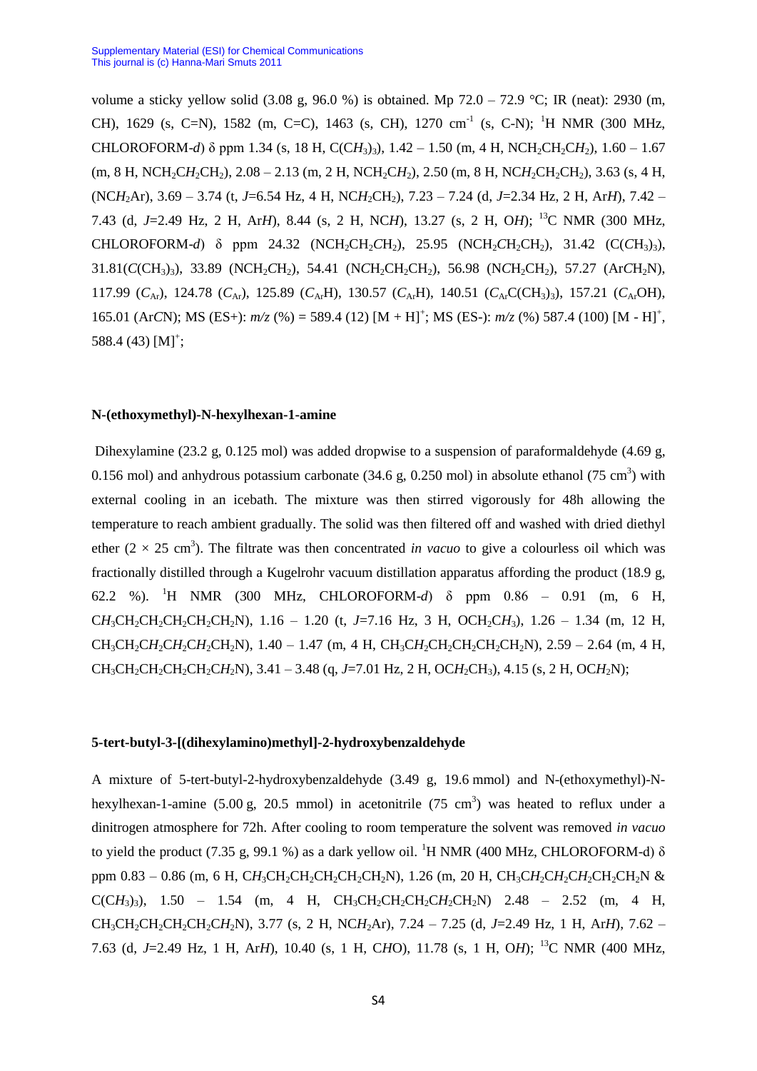volume a sticky yellow solid (3.08 g, 96.0 %) is obtained. Mp 72.0 – 72.9 °C; IR (neat): 2930 (m, CH), 1629 (s, C=N), 1582 (m, C=C), 1463 (s, CH), 1270 $cm^{-1}$ (s, C-N); $^{1}H$ NMR (300 MHz, CHLOROFORM-*d*) δ ppm 1.34 (s, 18 H, $C(CH_3)_3$), 1.42 – 1.50 (m, 4 H, $NCH_2CH_2CH_2$), 1.60 – 1.67 (m, 8 H, $NCH_2CH_2CH_2$), 2.08 – 2.13 (m, 2 H, $NCH_2CH_2$), 2.50 (m, 8 H, $NCH_2CH_2CH_2$), 3.63 (s, 4 H, ($NCH_2Ar$), 3.69 – 3.74 (t, *J*=6.54 Hz, 4 H, $NCH_2CH_2$), 7.23 – 7.24 (d, *J*=2.34 Hz, 2 H, Ar*H*), 7.42 – 7.43 (d, *J*=2.49 Hz, 2 H, Ar*H*), 8.44 (s, 2 H, NC*H*), 13.27 (s, 2 H, O*H*); $^{13}C$ NMR (300 MHz, CHLOROFORM-*d*) δ ppm 24.32 ($NCH_2CH_2CH_2$), 25.95 ($NCH_2CH_2CH_2$), 31.42 ($C(CH_3)_3$), 31.81($C(CH_3)_3$), 33.89 ($NCH_2CH_2$), 54.41 ($NCH_2CH_2CH_2$), 56.98 ($NCH_2CH_2$), 57.27 ($ArCH_2N$), 117.99 ($C_{Ar}$), 124.78 ($C_{Ar}$), 125.89 ($C_{Ar}H$), 130.57 ($C_{Ar}H$), 140.51 ($C_{Ar}C(CH_3)_3$), 157.21 ($C_{Ar}OH$), 165.01 (Ar*C*N); MS (ES+): *m/z* (%) = 589.4 (12) $[M + H]^+$; MS (ES-): *m/z* (%) 587.4 (100) $[M - H]^+$, 588.4 (43) $[M]^+$;

### N-(ethoxymethyl)-N-hexylhexan-1-amine

Dihexylamine (23.2 g, 0.125 mol) was added dropwise to a suspension of paraformaldehyde (4.69 g, 0.156 mol) and anhydrous potassium carbonate (34.6 g, 0.250 mol) in absolute ethanol (75 $cm^3$) with external cooling in an icebath. The mixture was then stirred vigorously for 48h allowing the temperature to reach ambient gradually. The solid was then filtered off and washed with dried diethyl ether (2 × 25 $cm^3$). The filtrate was then concentrated *in vacuo* to give a colourless oil which was fractionally distilled through a Kugelrohr vacuum distillation apparatus affording the product (18.9 g, 62.2 %). $^{1}H$ NMR (300 MHz, CHLOROFORM-*d*) δ ppm 0.86 – 0.91 (m, 6 H, $CH_3CH_2CH_2CH_2CH_2CH_2N$), 1.16 – 1.20 (t, *J*=7.16 Hz, 3 H, $OCH_2CH_3$), 1.26 – 1.34 (m, 12 H, $CH_3CH_2CH_2CH_2CH_2CH_2N$), 1.40 – 1.47 (m, 4 H, $CH_3CH_2CH_2CH_2CH_2CH_2N$), 2.59 – 2.64 (m, 4 H, $CH_3CH_2CH_2CH_2CH_2CH_2N$), 3.41 – 3.48 (q, *J*=7.01 Hz, 2 H, $OCH_2CH_3$), 4.15 (s, 2 H, $OCH_2N$);

### 5-tert-butyl-3-[(dihexylamino)methyl]-2-hydroxybenzaldehyde

A mixture of 5-tert-butyl-2-hydroxybenzaldehyde (3.49 g, 19.6 mmol) and N-(ethoxymethyl)-N-hexylhexan-1-amine (5.00 g, 20.5 mmol) in acetonitrile (75 $cm^3$) was heated to reflux under a dinitrogen atmosphere for 72h. After cooling to room temperature the solvent was removed *in vacuo* to yield the product (7.35 g, 99.1 %) as a dark yellow oil. $^{1}H$ NMR (400 MHz, CHLOROFORM-d) δ ppm 0.83 – 0.86 (m, 6 H, $CH_3CH_2CH_2CH_2CH_2CH_2N$), 1.26 (m, 20 H, $CH_3CH_2CH_2CH_2CH_2CH_2N$ & $C(CH_3)_3$), 1.50 – 1.54 (m, 4 H, $CH_3CH_2CH_2CH_2CH_2CH_2N$) 2.48 – 2.52 (m, 4 H, $CH_3CH_2CH_2CH_2CH_2CH_2N$), 3.77 (s, 2 H, $NCH_2Ar$), 7.24 – 7.25 (d, *J*=2.49 Hz, 1 H, Ar*H*), 7.62 – 7.63 (d, *J*=2.49 Hz, 1 H, Ar*H*), 10.40 (s, 1 H, C*H*O), 11.78 (s, 1 H, O*H*); $^{13}C$ NMR (400 MHz,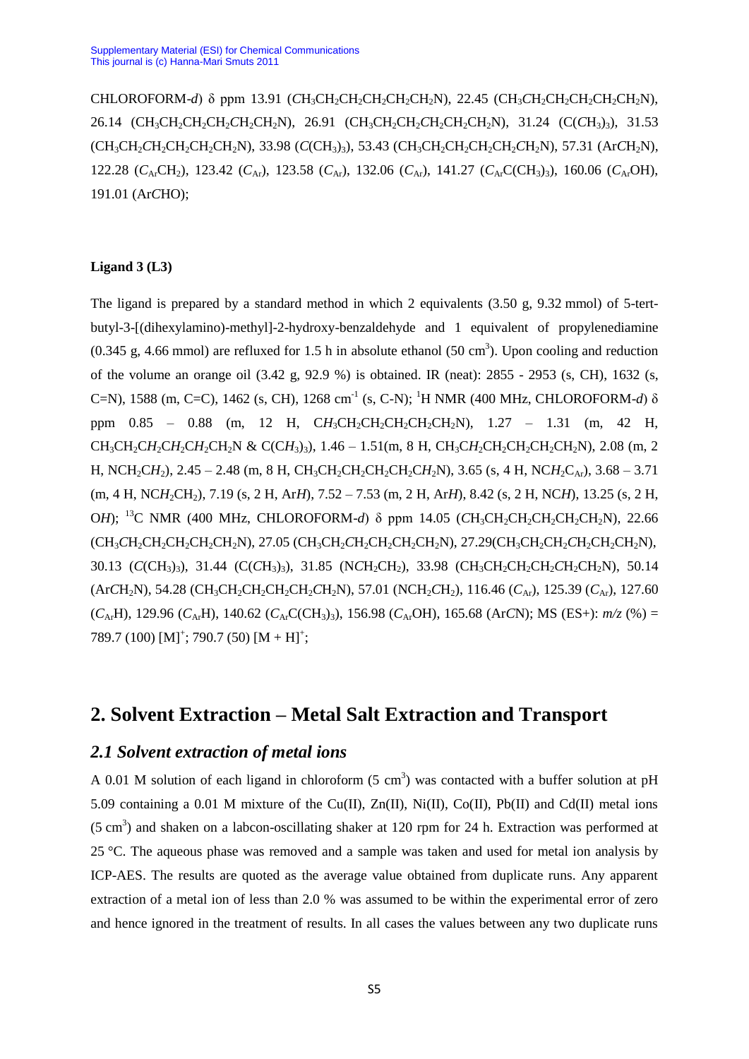CHLOROFORM-*d*) δ ppm 13.91 ($CH_3CH_2CH_2CH_2CH_2CH_2N$), 22.45 ($CH_3CH_2CH_2CH_2CH_2CH_2N$), 26.14 ($CH_3CH_2CH_2CH_2CH_2CH_2N$), 26.91 ($CH_3CH_2CH_2CH_2CH_2CH_2N$), 31.24 ($C(CH_3)_3$), 31.53 ($CH_3CH_2CH_2CH_2CH_2CH_2N$), 33.98 ($C(CH_3)_3$), 53.43 ($CH_3CH_2CH_2CH_2CH_2CH_2N$), 57.31 ($ArCH_2N$), 122.28 ($C_{Ar}CH_2$), 123.42 ($C_{Ar}$), 123.58 ($C_{Ar}$), 132.06 ($C_{Ar}$), 141.27 ($C_{Ar}C(CH_3)_3$), 160.06 ($C_{Ar}OH$), 191.01 (Ar*C*HO);

#### Ligand 3 (L3)

The ligand is prepared by a standard method in which 2 equivalents (3.50 g, 9.32 mmol) of 5-tert-butyl-3-[(dihexylamino)-methyl]-2-hydroxy-benzaldehyde and 1 equivalent of propylenediamine (0.345 g, 4.66 mmol) are refluxed for 1.5 h in absolute ethanol (50 $cm^3$). Upon cooling and reduction of the volume an orange oil (3.42 g, 92.9 %) is obtained. IR (neat): 2855 - 2953 (s, CH), 1632 (s, C=N), 1588 (m, C=C), 1462 (s, CH), 1268 $cm^{-1}$ (s, C-N); $^1$H NMR (400 MHz, CHLOROFORM-*d*) δ ppm 0.85 – 0.88 (m, 12 H, $CH_3CH_2CH_2CH_2CH_2CH_2N$), 1.27 – 1.31 (m, 42 H, $CH_3CH_2CH_2CH_2CH_2CH_2N$ & $C(CH_3)_3$), 1.46 – 1.51(m, 8 H, $CH_3CH_2CH_2CH_2CH_2CH_2N$), 2.08 (m, 2 H, $NCH_2CH_2$), 2.45 – 2.48 (m, 8 H, $CH_3CH_2CH_2CH_2CH_2CH_2N$), 3.65 (s, 4 H, $NCH_2C_{Ar}$), 3.68 – 3.71 (m, 4 H, $NCH_2CH_2$), 7.19 (s, 2 H, Ar*H*), 7.52 – 7.53 (m, 2 H, Ar*H*), 8.42 (s, 2 H, NC*H*), 13.25 (s, 2 H, O*H*); $^{13}$C NMR (400 MHz, CHLOROFORM-*d*) δ ppm 14.05 ($CH_3CH_2CH_2CH_2CH_2CH_2N$), 22.66 ($CH_3CH_2CH_2CH_2CH_2CH_2N$), 27.05 ($CH_3CH_2CH_2CH_2CH_2CH_2N$), 27.29($CH_3CH_2CH_2CH_2CH_2CH_2N$), 30.13 ($C(CH_3)_3$), 31.44 ($C(CH_3)_3$), 31.85 ($NCH_2CH_2$), 33.98 ($CH_3CH_2CH_2CH_2CH_2CH_2N$), 50.14 ($ArCH_2N$), 54.28 ($CH_3CH_2CH_2CH_2CH_2CH_2N$), 57.01 ($NCH_2CH_2$), 116.46 ($C_{Ar}$), 125.39 ($C_{Ar}$), 127.60 ($C_{Ar}H$), 129.96 ($C_{Ar}H$), 140.62 ($C_{Ar}C(CH_3)_3$), 156.98 ($C_{Ar}OH$), 165.68 (Ar*C*N); MS (ES+): *m/z* (%) = 789.7 (100) $[M]^+$; 790.7 (50) $[M + H]^+$;

## 2. Solvent Extraction – Metal Salt Extraction and Transport

### *2.1 Solvent extraction of metal ions*

A 0.01 M solution of each ligand in chloroform (5 $cm^3$) was contacted with a buffer solution at pH 5.09 containing a 0.01 M mixture of the Cu(II), Zn(II), Ni(II), Co(II), Pb(II) and Cd(II) metal ions (5 $cm^3$) and shaken on a labcon-oscillating shaker at 120 rpm for 24 h. Extraction was performed at 25 °C. The aqueous phase was removed and a sample was taken and used for metal ion analysis by ICP-AES. The results are quoted as the average value obtained from duplicate runs. Any apparent extraction of a metal ion of less than 2.0 % was assumed to be within the experimental error of zero and hence ignored in the treatment of results. In all cases the values between any two duplicate runs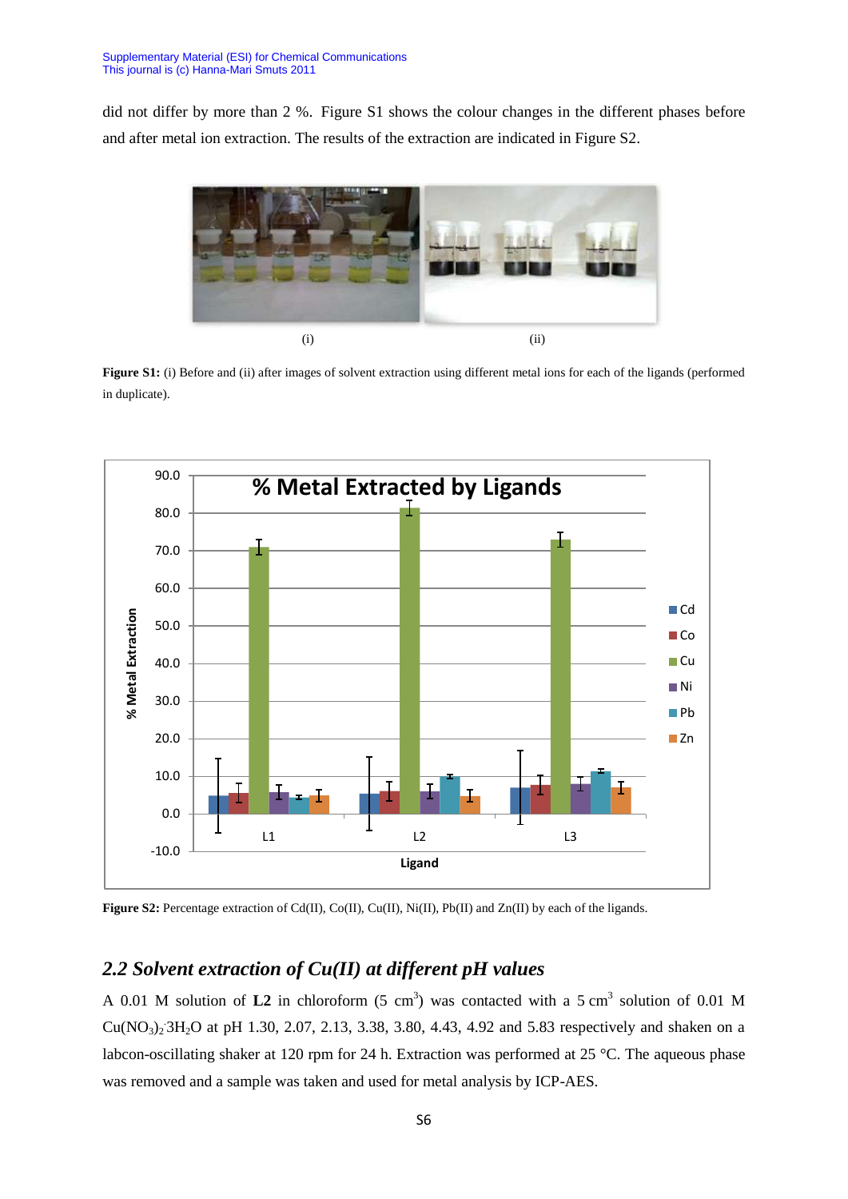did not differ by more than 2 %. Figure S1 shows the colour changes in the different phases before and after metal ion extraction. The results of the extraction are indicated in Figure S2.

(i) (ii)

**Figure S1:** (i) Before and (ii) after images of solvent extraction using different metal ions for each of the ligands (performed in duplicate).

**Figure S2:** Percentage extraction of Cd(II), Co(II), Cu(II), Ni(II), Pb(II) and Zn(II) by each of the ligands.

## *2.2 Solvent extraction of Cu(II) at different pH values*

A 0.01 M solution of **L2** in chloroform (5 $cm^3$) was contacted with a 5 $cm^3$ solution of 0.01 M $Cu(NO_3)_2 \cdot 3H_2O$ at pH 1.30, 2.07, 2.13, 3.38, 3.80, 4.43, 4.92 and 5.83 respectively and shaken on a labcon-oscillating shaker at 120 rpm for 24 h. Extraction was performed at 25 °C. The aqueous phase was removed and a sample was taken and used for metal analysis by ICP-AES.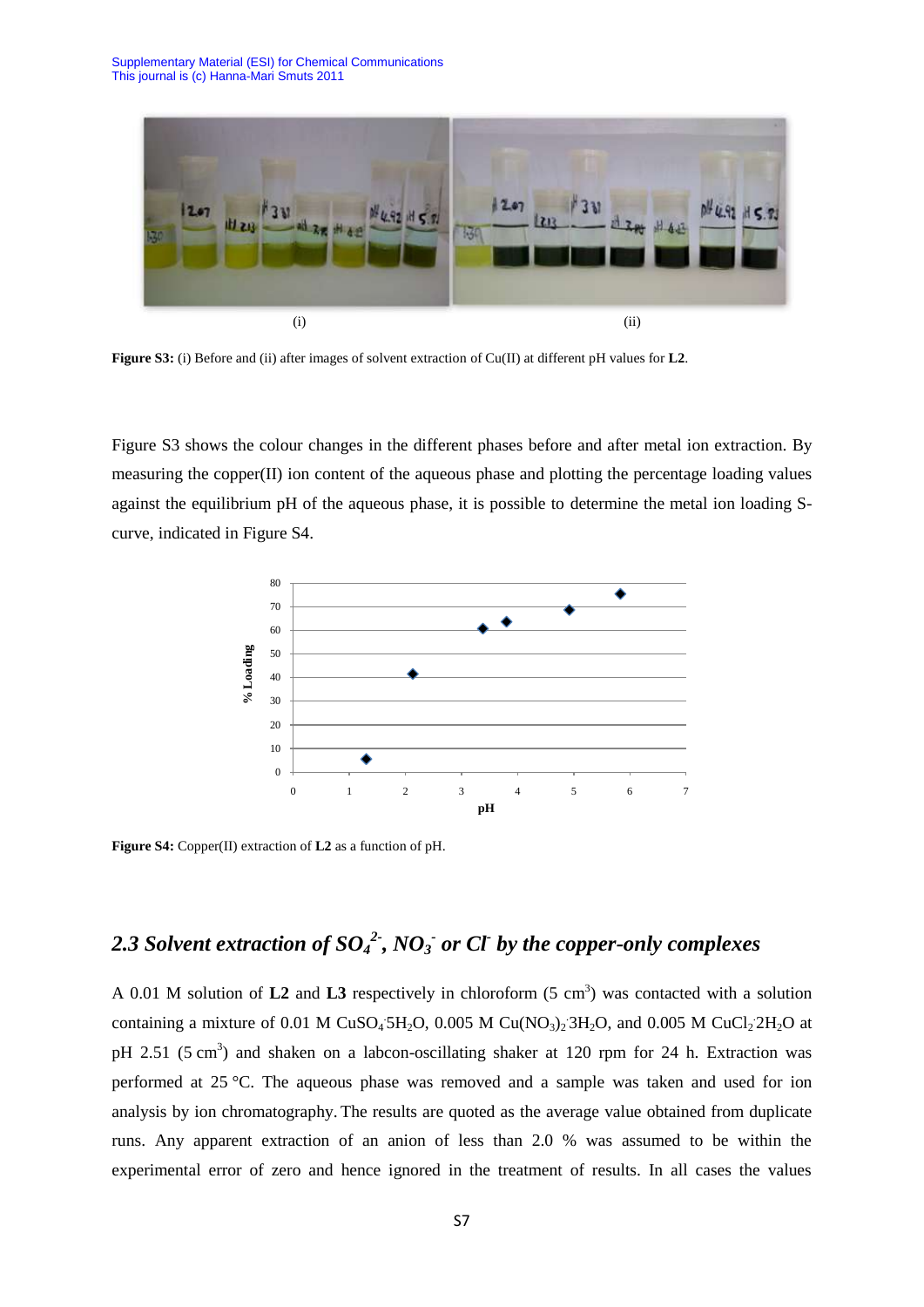(i) (ii)

**Figure S3:** (i) Before and (ii) after images of solvent extraction of Cu(II) at different pH values for **L2**.

Figure S3 shows the colour changes in the different phases before and after metal ion extraction. By measuring the copper(II) ion content of the aqueous phase and plotting the percentage loading values against the equilibrium pH of the aqueous phase, it is possible to determine the metal ion loading S-curve, indicated in Figure S4.

**Figure S4:** Copper(II) extraction of **L2** as a function of pH.

## *2.3 Solvent extraction of $SO_4^{2-}$, $NO_3^-$ or $Cl^-$ by the copper-only complexes*

A 0.01 M solution of **L2** and **L3** respectively in chloroform (5 $cm^3$) was contacted with a solution containing a mixture of 0.01 M $CuSO_4 \cdot 5H_2O$, 0.005 M $Cu(NO_3)_2 \cdot 3H_2O$, and 0.005 M $CuCl_2 \cdot 2H_2O$ at pH 2.51 (5 $cm^3$) and shaken on a labcon-oscillating shaker at 120 rpm for 24 h. Extraction was performed at 25 °C. The aqueous phase was removed and a sample was taken and used for ion analysis by ion chromatography. The results are quoted as the average value obtained from duplicate runs. Any apparent extraction of an anion of less than 2.0 % was assumed to be within the experimental error of zero and hence ignored in the treatment of results. In all cases the values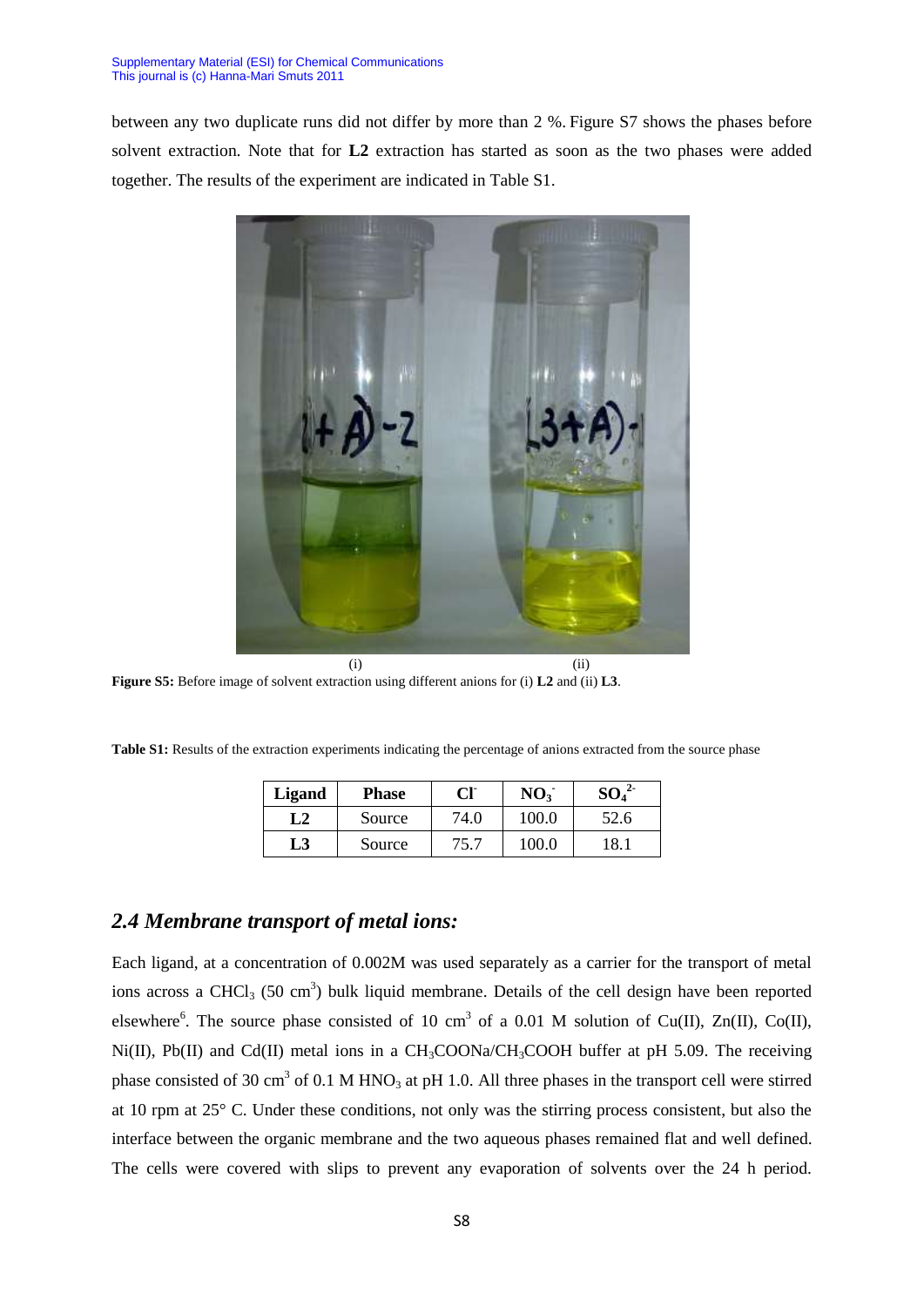between any two duplicate runs did not differ by more than 2 %. Figure S7 shows the phases before solvent extraction. Note that for **L2** extraction has started as soon as the two phases were added together. The results of the experiment are indicated in Table S1.

(i) (ii)

**Figure S5:** Before image of solvent extraction using different anions for (i) **L2** and (ii) **L3**.

**Table S1:** Results of the extraction experiments indicating the percentage of anions extracted from the source phase

| Ligand | Phase | $Cl^-$ | $NO_3^-$ | $SO_4^{2-}$ |
|---|---|---|---|---|
| **L2** | Source | 74.0 | 100.0 | 52.6 |
| **L3** | Source | 75.7 | 100.0 | 18.1 |

## *2.4 Membrane transport of metal ions:*

Each ligand, at a concentration of 0.002M was used separately as a carrier for the transport of metal ions across a $CHCl_3$ (50 $cm^3$) bulk liquid membrane. Details of the cell design have been reported elsewhere[6]. The source phase consisted of 10 $cm^3$ of a 0.01 M solution of Cu(II), Zn(II), Co(II), Ni(II), Pb(II) and Cd(II) metal ions in a $CH_3COONa/CH_3COOH$ buffer at pH 5.09. The receiving phase consisted of 30 $cm^3$ of 0.1 M $HNO_3$ at pH 1.0. All three phases in the transport cell were stirred at 10 rpm at 25° C. Under these conditions, not only was the stirring process consistent, but also the interface between the organic membrane and the two aqueous phases remained flat and well defined. The cells were covered with slips to prevent any evaporation of solvents over the 24 h period.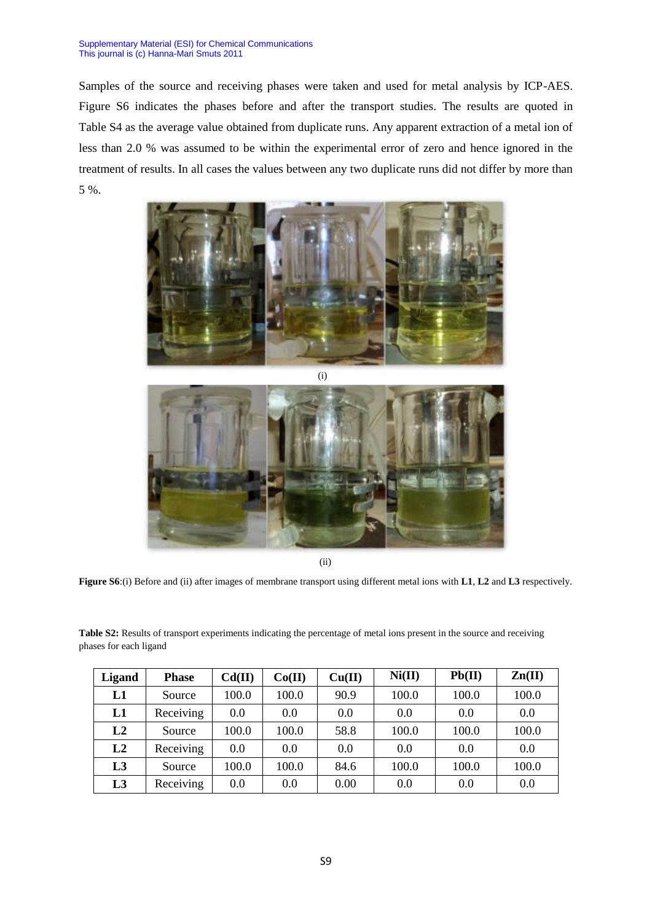Samples of the source and receiving phases were taken and used for metal analysis by ICP-AES. Figure S6 indicates the phases before and after the transport studies. The results are quoted in Table S4 as the average value obtained from duplicate runs. Any apparent extraction of a metal ion of less than 2.0 % was assumed to be within the experimental error of zero and hence ignored in the treatment of results. In all cases the values between any two duplicate runs did not differ by more than 5 %.

(i)

(ii)

**Figure S6**:(i) Before and (ii) after images of membrane transport using different metal ions with **L1**, **L2** and **L3** respectively.

**Table S2:** Results of transport experiments indicating the percentage of metal ions present in the source and receiving phases for each ligand

| Ligand | Phase | Cd(II) | Co(II) | Cu(II) | Ni(II) | Pb(II) | Zn(II) |
|---|---|---|---|---|---|---|---|
| **L1** | Source | 100.0 | 100.0 | 90.9 | 100.0 | 100.0 | 100.0 |
| **L1** | Receiving | 0.0 | 0.0 | 0.0 | 0.0 | 0.0 | 0.0 |
| **L2** | Source | 100.0 | 100.0 | 58.8 | 100.0 | 100.0 | 100.0 |
| **L2** | Receiving | 0.0 | 0.0 | 0.0 | 0.0 | 0.0 | 0.0 |
| **L3** | Source | 100.0 | 100.0 | 84.6 | 100.0 | 100.0 | 100.0 |
| **L3** | Receiving | 0.0 | 0.0 | 0.00 | 0.0 | 0.0 | 0.0 |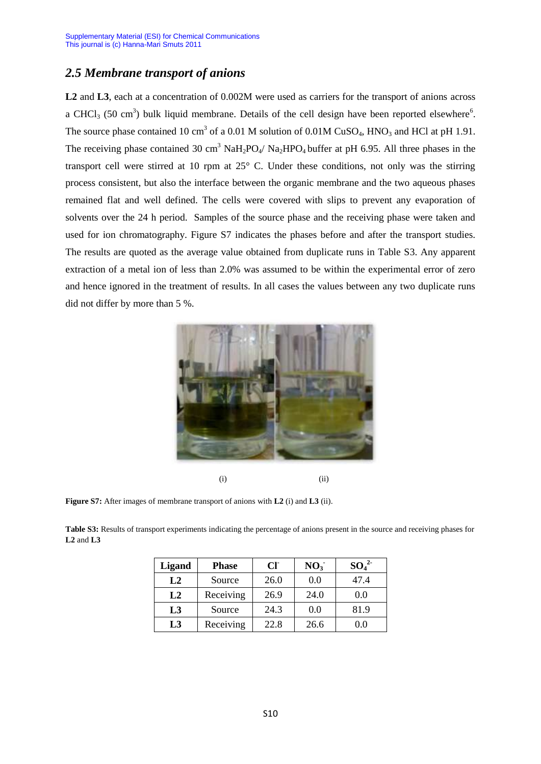## *2.5 Membrane transport of anions*

**L2** and **L3**, each at a concentration of 0.002M were used as carriers for the transport of anions across a $CHCl_3$ (50 $cm^3$) bulk liquid membrane. Details of the cell design have been reported elsewhere[6]. The source phase contained 10 $cm^3$ of a 0.01 M solution of 0.01M $CuSO_4$, $HNO_3$ and HCl at pH 1.91. The receiving phase contained 30 $cm^3$ $NaH_2PO_4$/ $Na_2HPO_4$ buffer at pH 6.95. All three phases in the transport cell were stirred at 10 rpm at 25° C. Under these conditions, not only was the stirring process consistent, but also the interface between the organic membrane and the two aqueous phases remained flat and well defined. The cells were covered with slips to prevent any evaporation of solvents over the 24 h period. Samples of the source phase and the receiving phase were taken and used for ion chromatography. Figure S7 indicates the phases before and after the transport studies. The results are quoted as the average value obtained from duplicate runs in Table S3. Any apparent extraction of a metal ion of less than 2.0% was assumed to be within the experimental error of zero and hence ignored in the treatment of results. In all cases the values between any two duplicate runs did not differ by more than 5 %.

(i) (ii)

**Figure S7:** After images of membrane transport of anions with **L2** (i) and **L3** (ii).

**Table S3:** Results of transport experiments indicating the percentage of anions present in the source and receiving phases for **L2** and **L3**

| Ligand | Phase | $Cl^-$ | $NO_3^-$ | $SO_4^{2-}$ |
|---|---|---|---|---|
| **L2** | Source | 26.0 | 0.0 | 47.4 |
| **L2** | Receiving | 26.9 | 24.0 | 0.0 |
| **L3** | Source | 24.3 | 0.0 | 81.9 |
| **L3** | Receiving | 22.8 | 26.6 | 0.0 |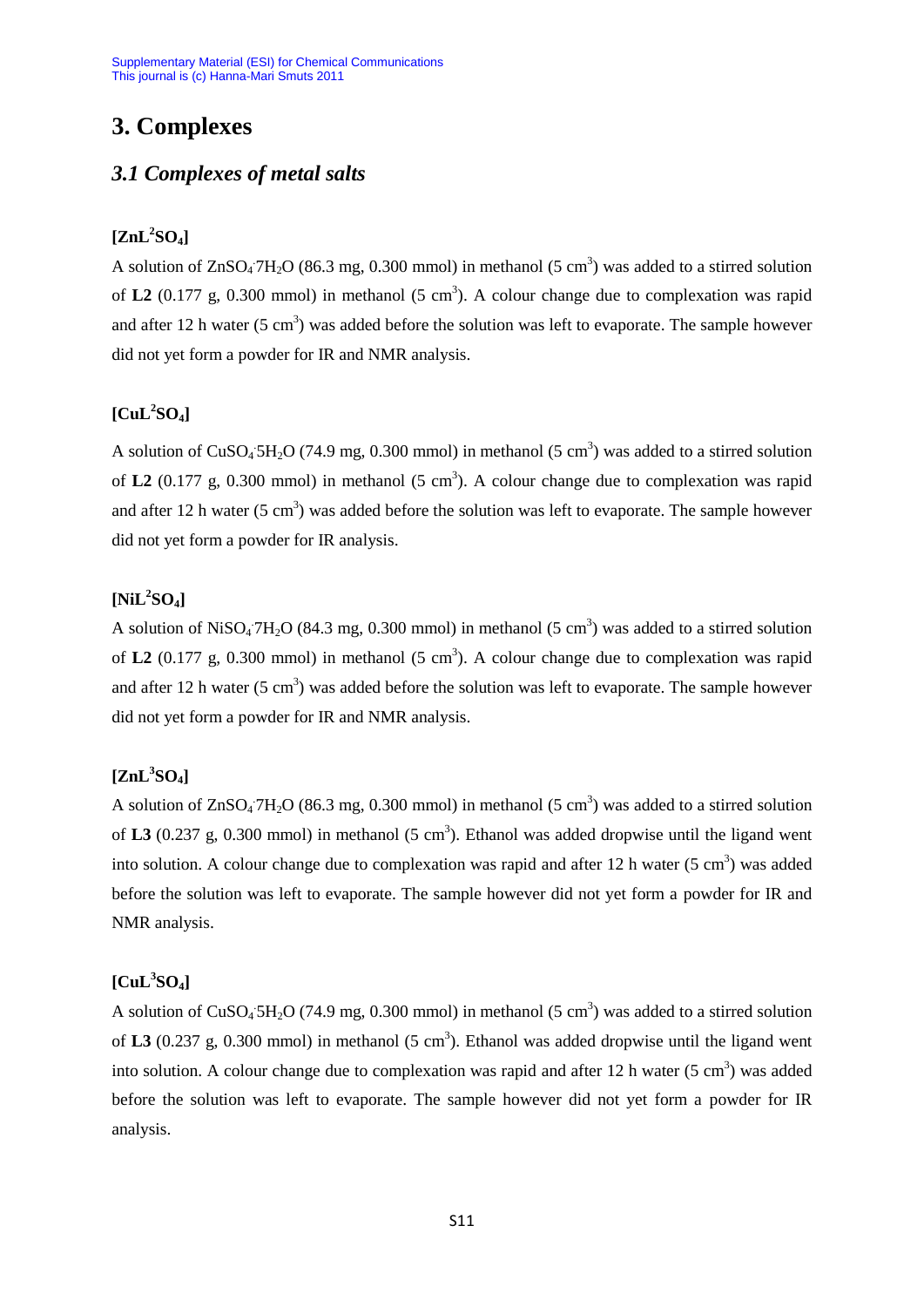# 3. Complexes

## *3.1 Complexes of metal salts*

### $[ZnL^2SO_4]$

A solution of $ZnSO_4{\cdot}7H_2O$ (86.3 mg, 0.300 mmol) in methanol (5 $cm^3$) was added to a stirred solution of **L2** (0.177 g, 0.300 mmol) in methanol (5 $cm^3$). A colour change due to complexation was rapid and after 12 h water (5 $cm^3$) was added before the solution was left to evaporate. The sample however did not yet form a powder for IR and NMR analysis.

### $[CuL^2SO_4]$

A solution of $CuSO_4{\cdot}5H_2O$ (74.9 mg, 0.300 mmol) in methanol (5 $cm^3$) was added to a stirred solution of **L2** (0.177 g, 0.300 mmol) in methanol (5 $cm^3$). A colour change due to complexation was rapid and after 12 h water (5 $cm^3$) was added before the solution was left to evaporate. The sample however did not yet form a powder for IR analysis.

### $[NiL^2SO_4]$

A solution of $NiSO_4{\cdot}7H_2O$ (84.3 mg, 0.300 mmol) in methanol (5 $cm^3$) was added to a stirred solution of **L2** (0.177 g, 0.300 mmol) in methanol (5 $cm^3$). A colour change due to complexation was rapid and after 12 h water (5 $cm^3$) was added before the solution was left to evaporate. The sample however did not yet form a powder for IR and NMR analysis.

### $[ZnL^3SO_4]$

A solution of $ZnSO_4{\cdot}7H_2O$ (86.3 mg, 0.300 mmol) in methanol (5 $cm^3$) was added to a stirred solution of **L3** (0.237 g, 0.300 mmol) in methanol (5 $cm^3$). Ethanol was added dropwise until the ligand went into solution. A colour change due to complexation was rapid and after 12 h water (5 $cm^3$) was added before the solution was left to evaporate. The sample however did not yet form a powder for IR and NMR analysis.

### $[CuL^3SO_4]$

A solution of $CuSO_4{\cdot}5H_2O$ (74.9 mg, 0.300 mmol) in methanol (5 $cm^3$) was added to a stirred solution of **L3** (0.237 g, 0.300 mmol) in methanol (5 $cm^3$). Ethanol was added dropwise until the ligand went into solution. A colour change due to complexation was rapid and after 12 h water (5 $cm^3$) was added before the solution was left to evaporate. The sample however did not yet form a powder for IR analysis.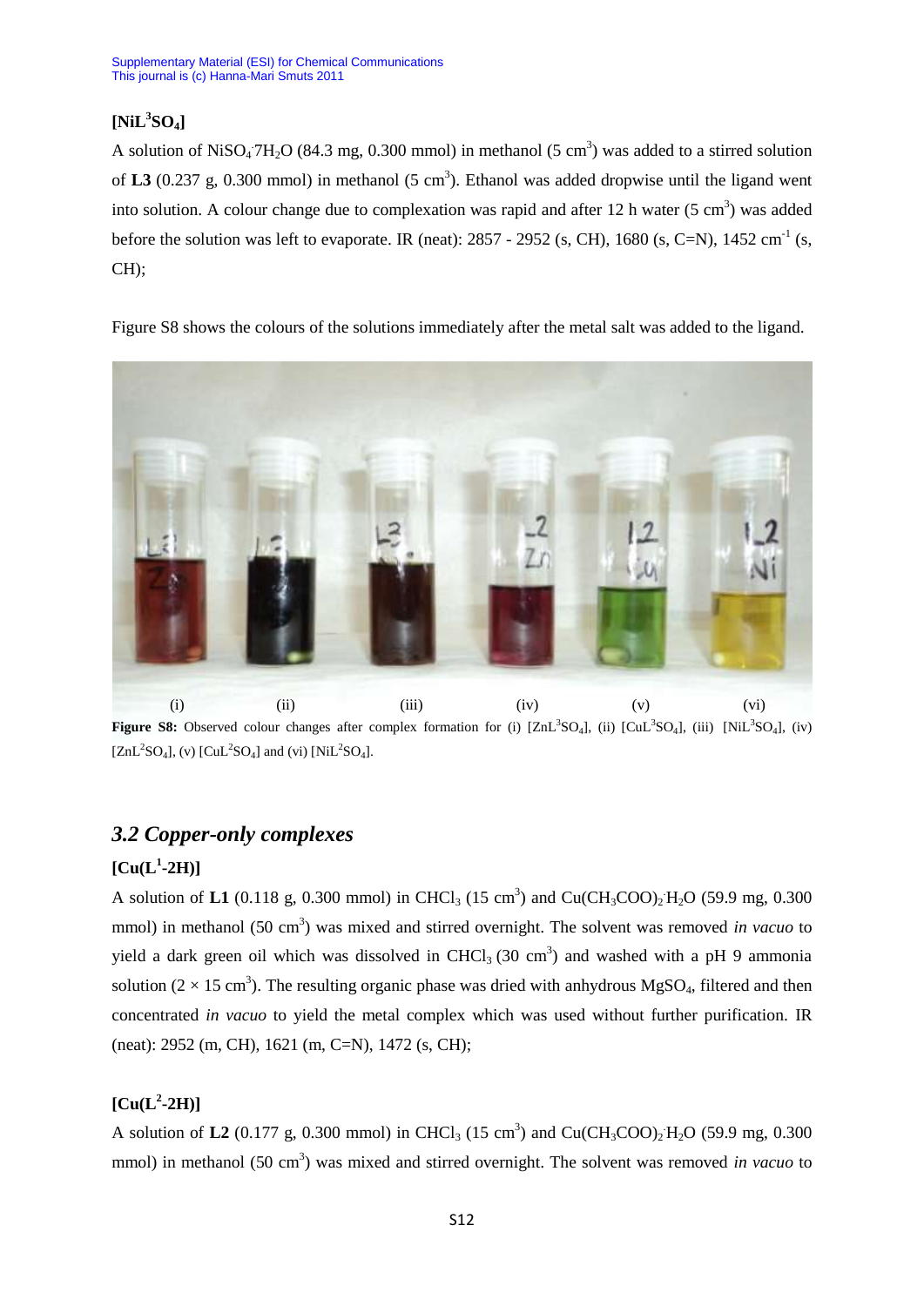**[NiL[3]SO$_4$]**

A solution of $NiSO_4 \cdot 7H_2O$ (84.3 mg, 0.300 mmol) in methanol (5 cm$^3$) was added to a stirred solution of **L3** (0.237 g, 0.300 mmol) in methanol (5 cm$^3$). Ethanol was added dropwise until the ligand went into solution. A colour change due to complexation was rapid and after 12 h water (5 cm$^3$) was added before the solution was left to evaporate. IR (neat): 2857 - 2952 (s, CH), 1680 (s, C=N), 1452 cm$^{-1}$ (s, CH);

Figure S8 shows the colours of the solutions immediately after the metal salt was added to the ligand.

(i) (ii) (iii) (iv) (v) (vi)

**Figure S8:** Observed colour changes after complex formation for (i) [ZnL[3]SO$_4$], (ii) [CuL[3]SO$_4$], (iii) [NiL[3]SO$_4$], (iv) [ZnL[2]SO$_4$], (v) [CuL[2]SO$_4$] and (vi) [NiL[2]SO$_4$].

## *3.2 Copper-only complexes*

**[Cu(L[1]-2H)]**

A solution of **L1** (0.118 g, 0.300 mmol) in $CHCl_3$ (15 cm$^3$) and $Cu(CH_3COO)_2 \cdot H_2O$ (59.9 mg, 0.300 mmol) in methanol (50 cm$^3$) was mixed and stirred overnight. The solvent was removed *in vacuo* to yield a dark green oil which was dissolved in $CHCl_3$ (30 cm$^3$) and washed with a pH 9 ammonia solution (2 × 15 cm$^3$). The resulting organic phase was dried with anhydrous $MgSO_4$, filtered and then concentrated *in vacuo* to yield the metal complex which was used without further purification. IR (neat): 2952 (m, CH), 1621 (m, C=N), 1472 (s, CH);

**[Cu(L[2]-2H)]**

A solution of **L2** (0.177 g, 0.300 mmol) in $CHCl_3$ (15 cm$^3$) and $Cu(CH_3COO)_2 \cdot H_2O$ (59.9 mg, 0.300 mmol) in methanol (50 cm$^3$) was mixed and stirred overnight. The solvent was removed *in vacuo* to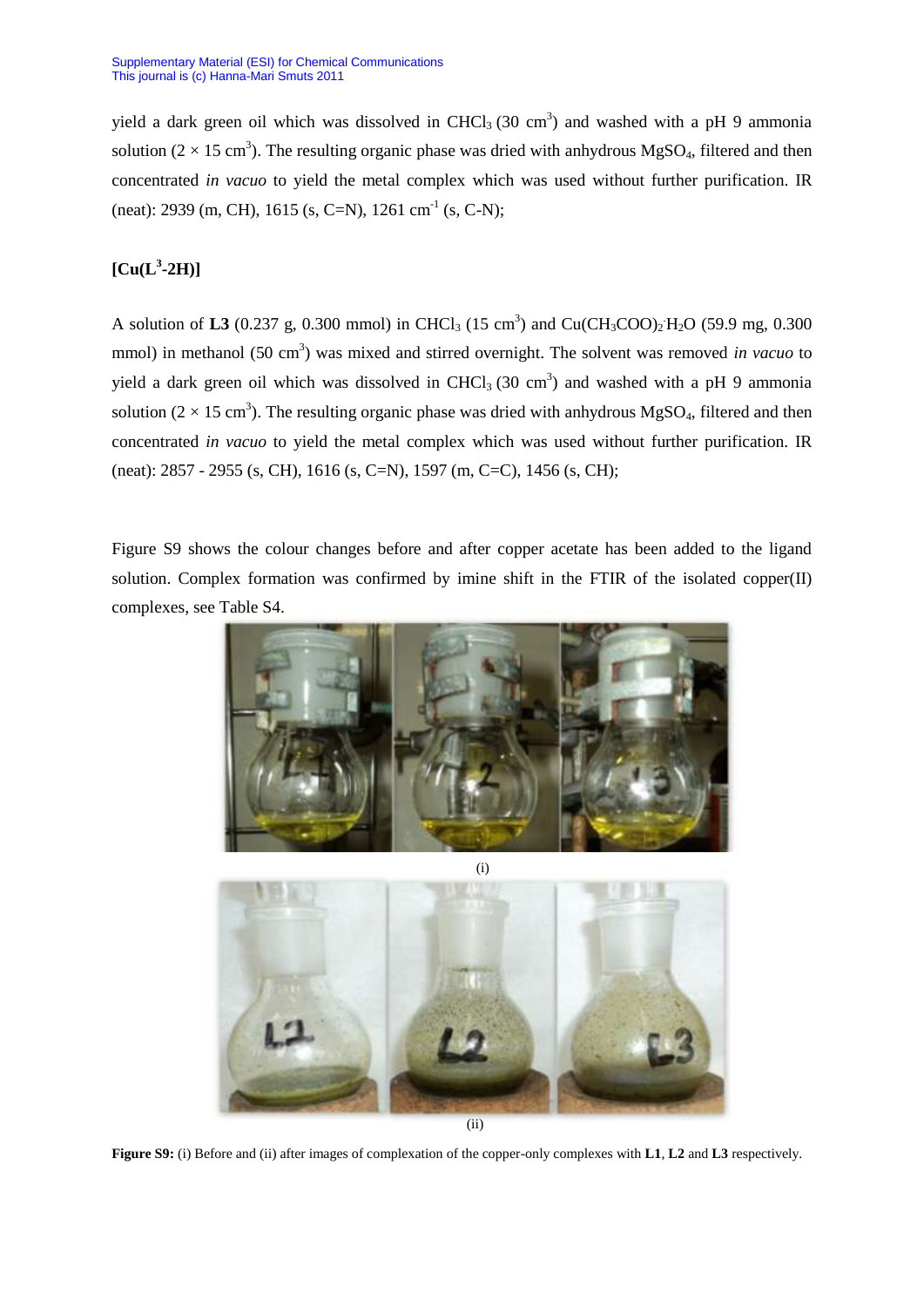yield a dark green oil which was dissolved in $CHCl_3$ (30 $cm^3$) and washed with a pH 9 ammonia solution (2 × 15 $cm^3$). The resulting organic phase was dried with anhydrous $MgSO_4$, filtered and then concentrated *in vacuo* to yield the metal complex which was used without further purification. IR (neat): 2939 (m, CH), 1615 (s, C=N), 1261 $cm^{-1}$ (s, C-N);

**[Cu($L^3$-2H)]**

A solution of **L3** (0.237 g, 0.300 mmol) in $CHCl_3$ (15 $cm^3$) and $Cu(CH_3COO)_2{\cdot}H_2O$ (59.9 mg, 0.300 mmol) in methanol (50 $cm^3$) was mixed and stirred overnight. The solvent was removed *in vacuo* to yield a dark green oil which was dissolved in $CHCl_3$ (30 $cm^3$) and washed with a pH 9 ammonia solution (2 × 15 $cm^3$). The resulting organic phase was dried with anhydrous $MgSO_4$, filtered and then concentrated *in vacuo* to yield the metal complex which was used without further purification. IR (neat): 2857 - 2955 (s, CH), 1616 (s, C=N), 1597 (m, C=C), 1456 (s, CH);

Figure S9 shows the colour changes before and after copper acetate has been added to the ligand solution. Complex formation was confirmed by imine shift in the FTIR of the isolated copper(II) complexes, see Table S4.

(i)

(ii)

**Figure S9:** (i) Before and (ii) after images of complexation of the copper-only complexes with **L1**, **L2** and **L3** respectively.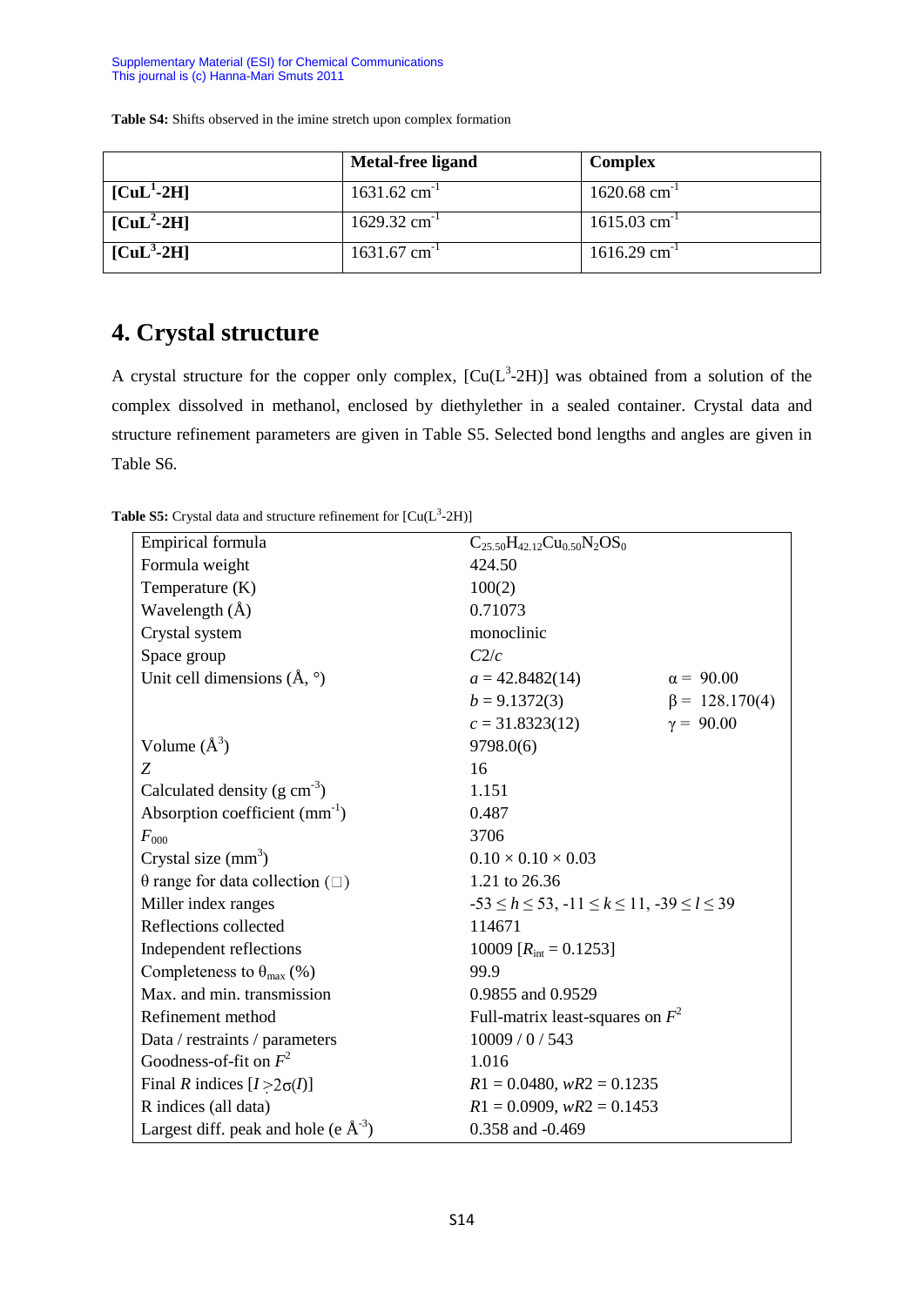**Table S4:** Shifts observed in the imine stretch upon complex formation

| | Metal-free ligand | Complex |
|---|---|---|
| **[CuL[1]-2H]** | 1631.62 cm$^{-1}$ | 1620.68 cm$^{-1}$ |
| **[CuL[2]-2H]** | 1629.32 cm$^{-1}$ | 1615.03 cm$^{-1}$ |
| **[CuL[3]-2H]** | 1631.67 cm$^{-1}$ | 1616.29 cm$^{-1}$ |

# 4. Crystal structure

A crystal structure for the copper only complex, [Cu(L[3]-2H)] was obtained from a solution of the complex dissolved in methanol, enclosed by diethylether in a sealed container. Crystal data and structure refinement parameters are given in Table S5. Selected bond lengths and angles are given in Table S6.

**Table S5:** Crystal data and structure refinement for [Cu(L[3]-2H)]

| | | |
|---|---|---|
| Empirical formula | $C_{25.50}H_{42.12}Cu_{0.50}N_2OS_0$ | |
| Formula weight | 424.50 | |
| Temperature (K) | 100(2) | |
| Wavelength (Å) | 0.71073 | |
| Crystal system | monoclinic | |
| Space group | *C*2/*c* | |
| Unit cell dimensions (Å, °) | $a$ = 42.8482(14) | α = 90.00 |
| | $b$ = 9.1372(3) | β = 128.170(4) |
| | $c$ = 31.8323(12) | γ = 90.00 |
| Volume (Å$^3$) | 9798.0(6) | |
| $Z$ | 16 | |
| Calculated density (g cm$^{-3}$) | 1.151 | |
| Absorption coefficient (mm$^{-1}$) | 0.487 | |
| $F_{000}$ | 3706 | |
| Crystal size (mm$^3$) | 0.10 × 0.10 × 0.03 | |
| θ range for data collection (□) | 1.21 to 26.36 | |
| Miller index ranges | $-53 \leq h \leq 53$, $-11 \leq k \leq 11$, $-39 \leq l \leq 39$ | |
| Reflections collected | 114671 | |
| Independent reflections | 10009 [$R_{int}$ = 0.1253] | |
| Completeness to $\theta_{max}$ (%) | 99.9 | |
| Max. and min. transmission | 0.9855 and 0.9529 | |
| Refinement method | Full-matrix least-squares on $F^2$ | |
| Data / restraints / parameters | 10009 / 0 / 543 | |
| Goodness-of-fit on $F^2$ | 1.016 | |
| Final $R$ indices [$I > 2\sigma(I)$] | $R1$ = 0.0480, $wR2$ = 0.1235 | |
| R indices (all data) | $R1$ = 0.0909, $wR2$ = 0.1453 | |
| Largest diff. peak and hole (e Å$^{-3}$) | 0.358 and -0.469 | |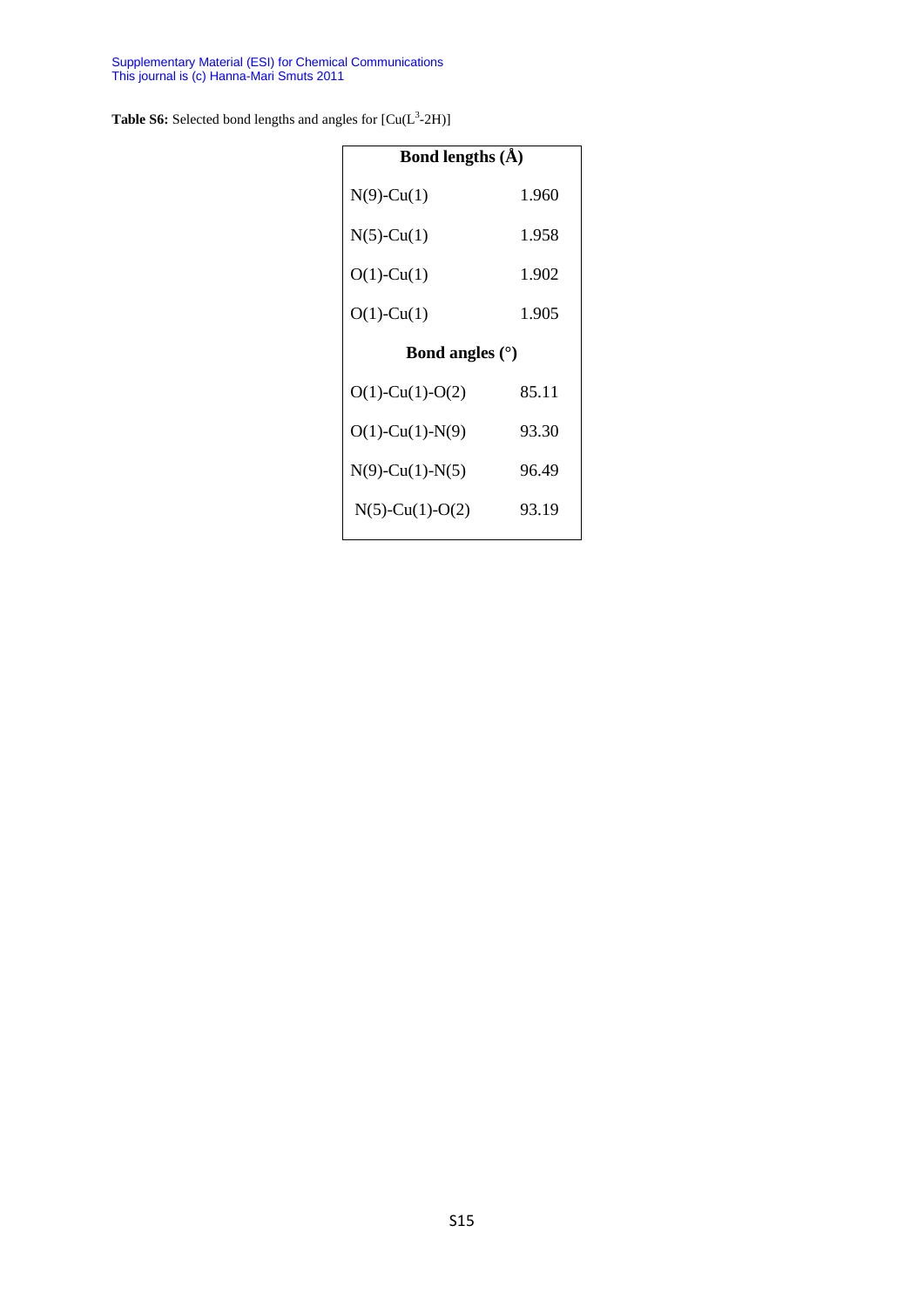**Table S6:** Selected bond lengths and angles for [Cu($L^3$-2H)]

| Bond lengths (Å) | |
|---|---|
| N(9)-Cu(1) | 1.960 |
| N(5)-Cu(1) | 1.958 |
| O(1)-Cu(1) | 1.902 |
| O(1)-Cu(1) | 1.905 |
| **Bond angles (°)** | |
| O(1)-Cu(1)-O(2) | 85.11 |
| O(1)-Cu(1)-N(9) | 93.30 |
| N(9)-Cu(1)-N(5) | 96.49 |
| N(5)-Cu(1)-O(2) | 93.19 |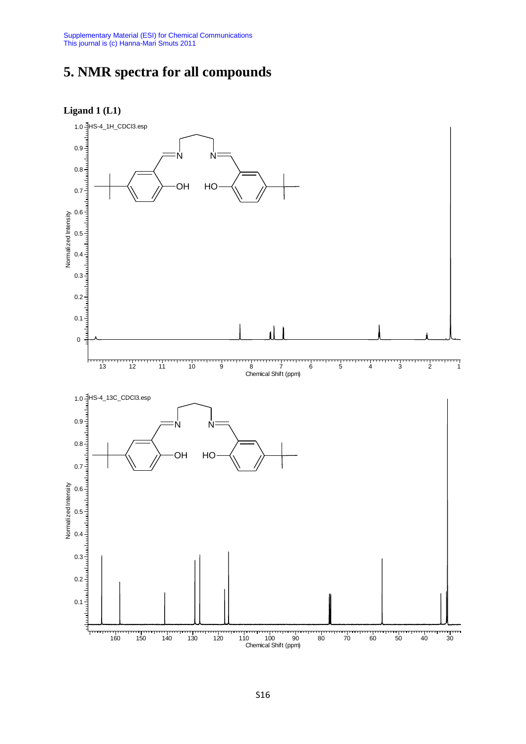# 5. NMR spectra for all compounds

### Ligand 1 (L1)

HS-4_1H_CDCl3.esp

Normalized Intensity

Chemical Shift (ppm)

HS-4_13C_CDCl3.esp

Normalized Intensity

Chemical Shift (ppm)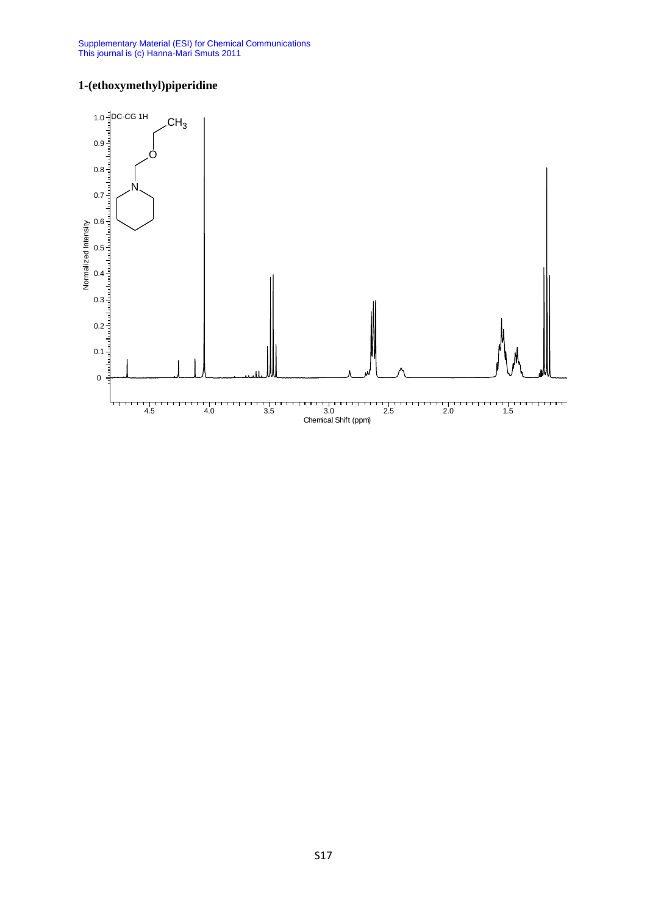# 1-(ethoxymethyl)piperidine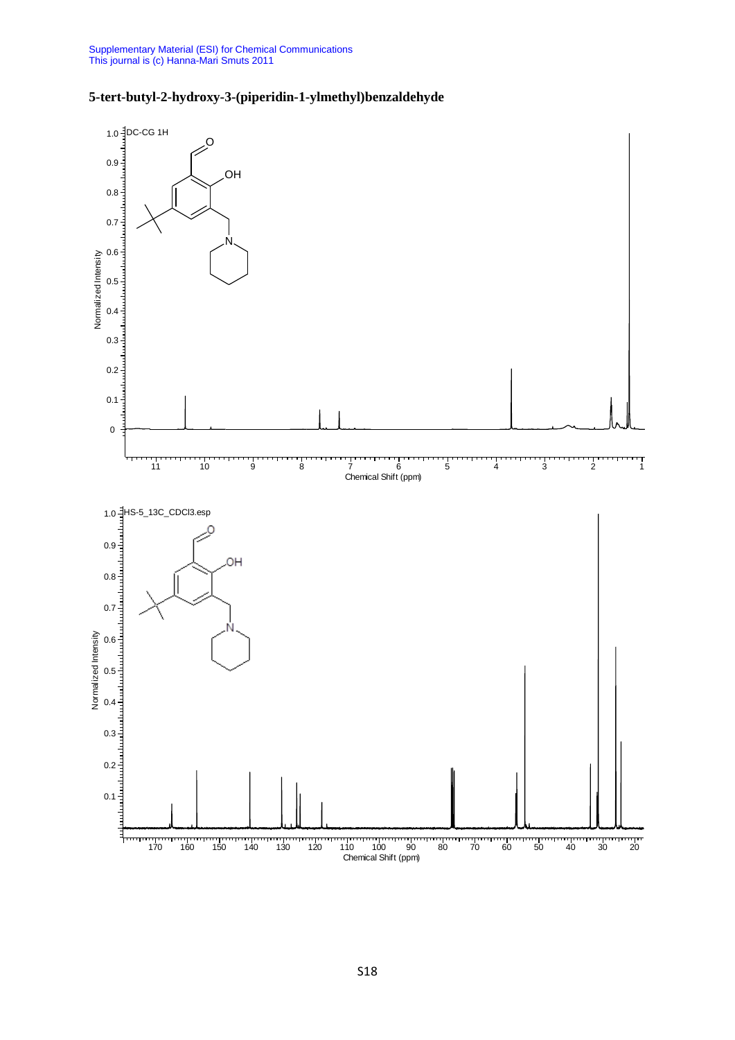# 5-tert-butyl-2-hydroxy-3-(piperidin-1-ylmethyl)benzaldehyde

DC-CG 1H

Normalized Intensity

Chemical Shift (ppm)

HS-5_13C_CDCl3.esp

Normalized Intensity

Chemical Shift (ppm)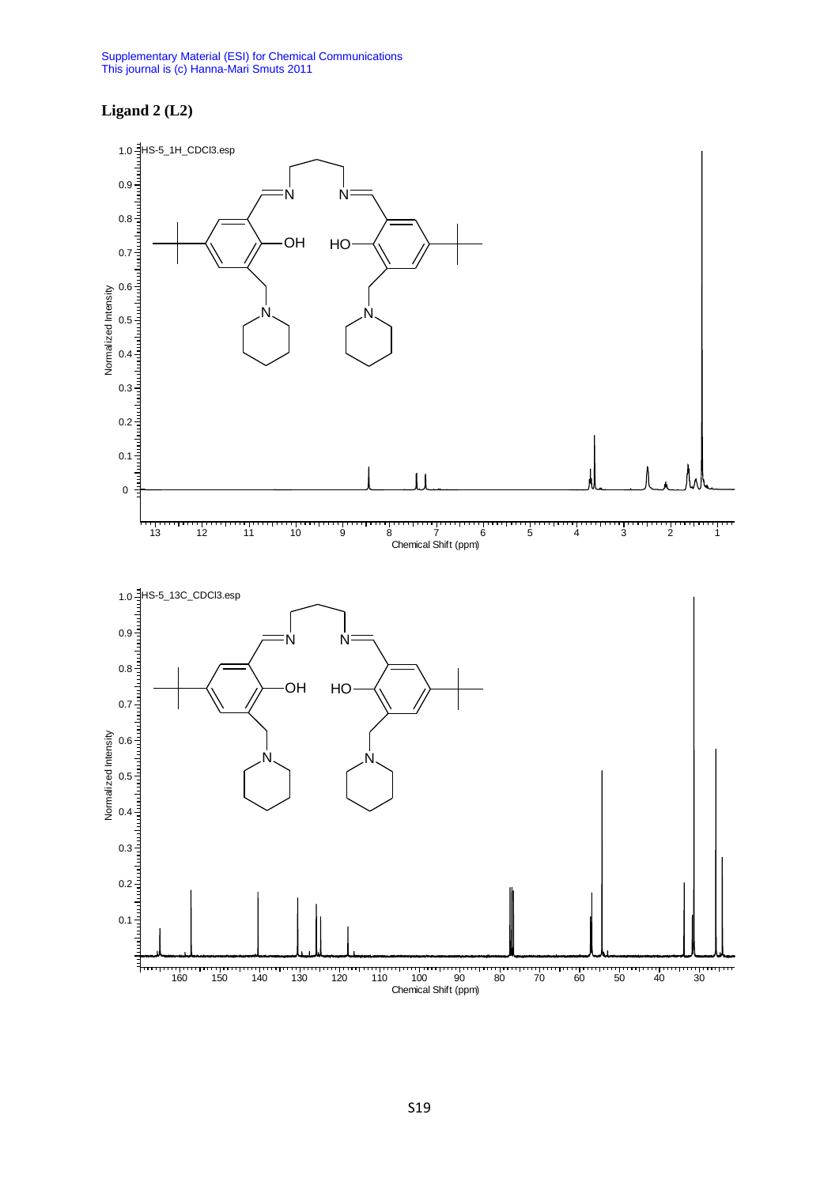**Ligand 2 (L2)**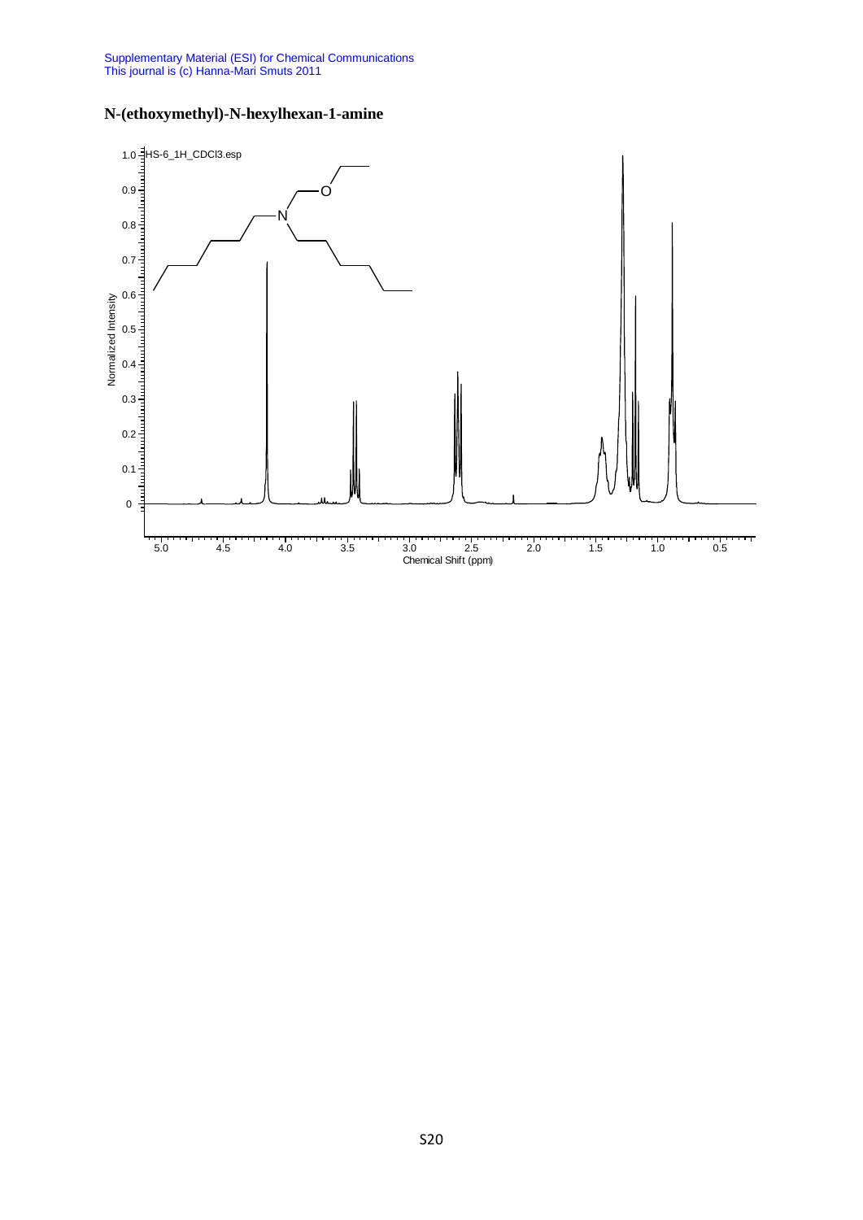# N-(ethoxymethyl)-N-hexylhexan-1-amine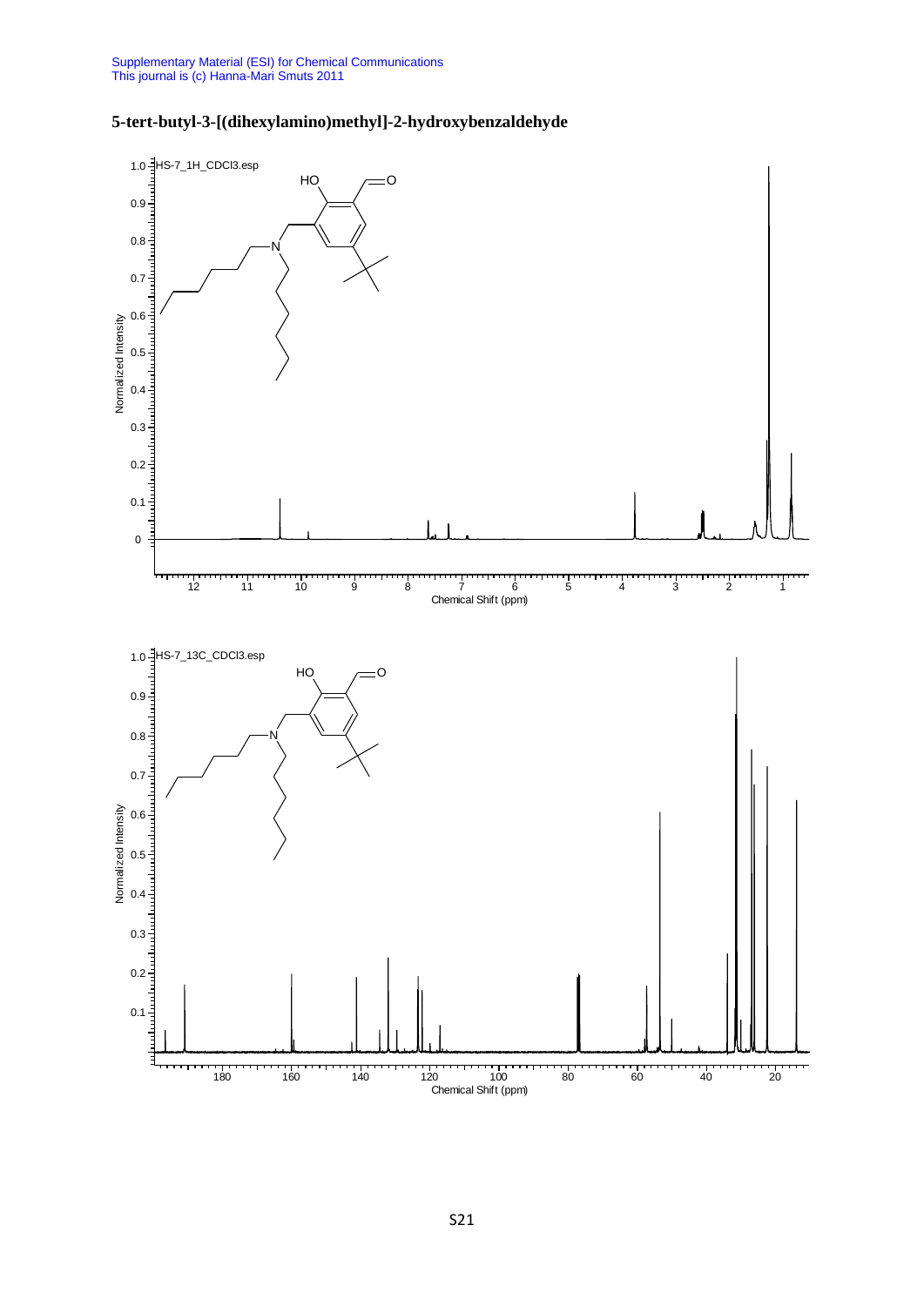**5-tert-butyl-3-[(dihexylamino)methyl]-2-hydroxybenzaldehyde**

HS-7_1H_CDCl3.esp

HS-7_13C_CDCl3.esp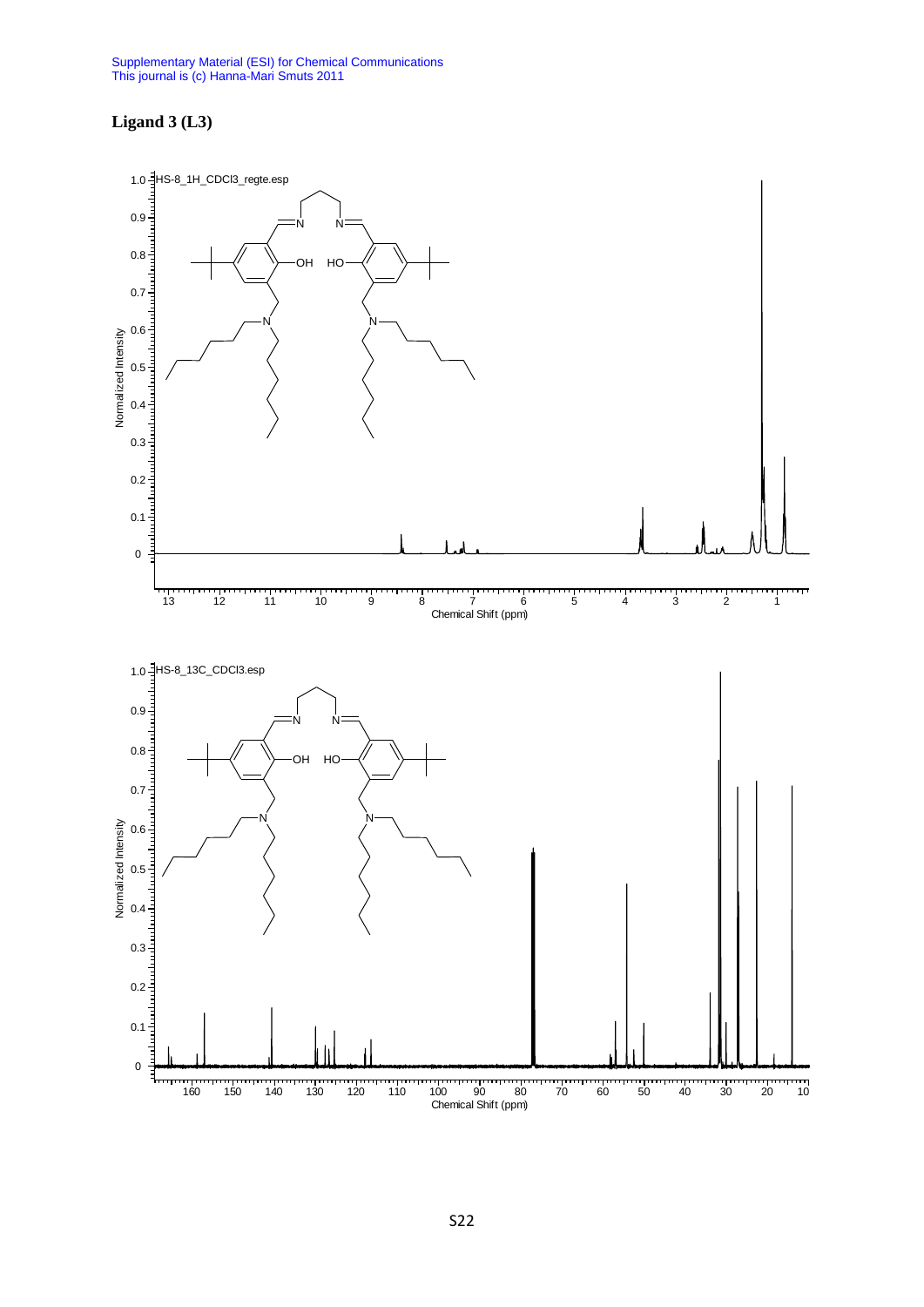# Ligand 3 (L3)

HS-8_1H_CDCl3_regte.esp

HS-8_13C_CDCl3.esp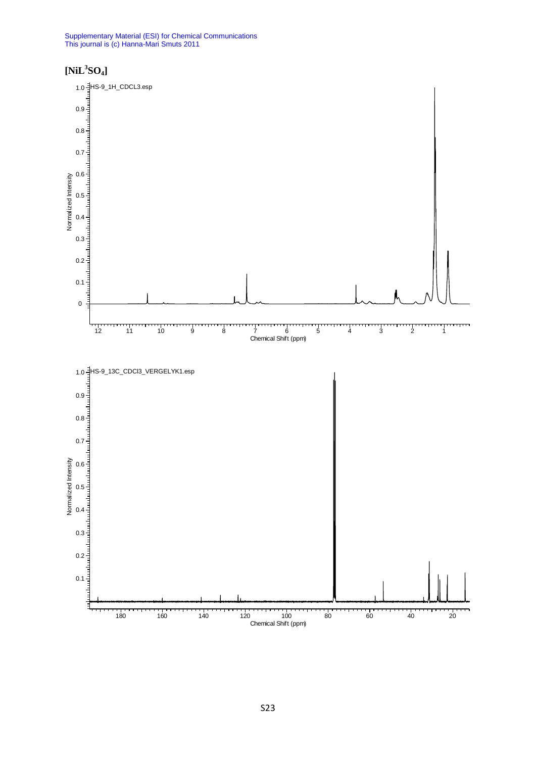# $[NiL^3SO_4]$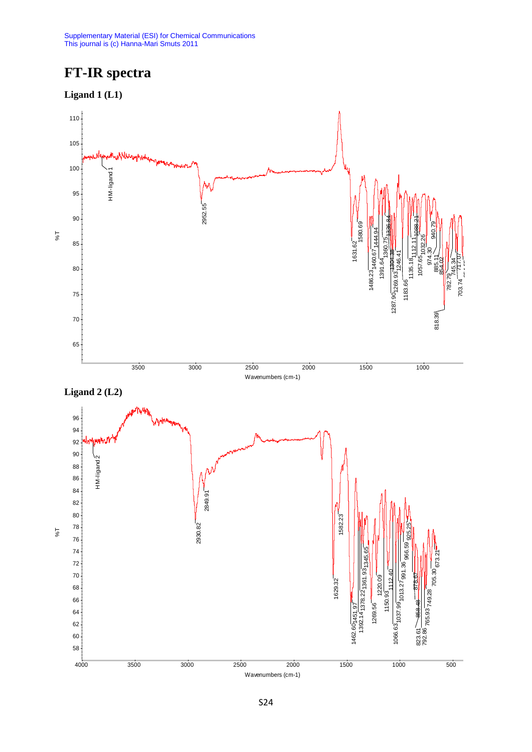# FT-IR spectra

## Ligand 1 (L1)

## Ligand 2 (L2)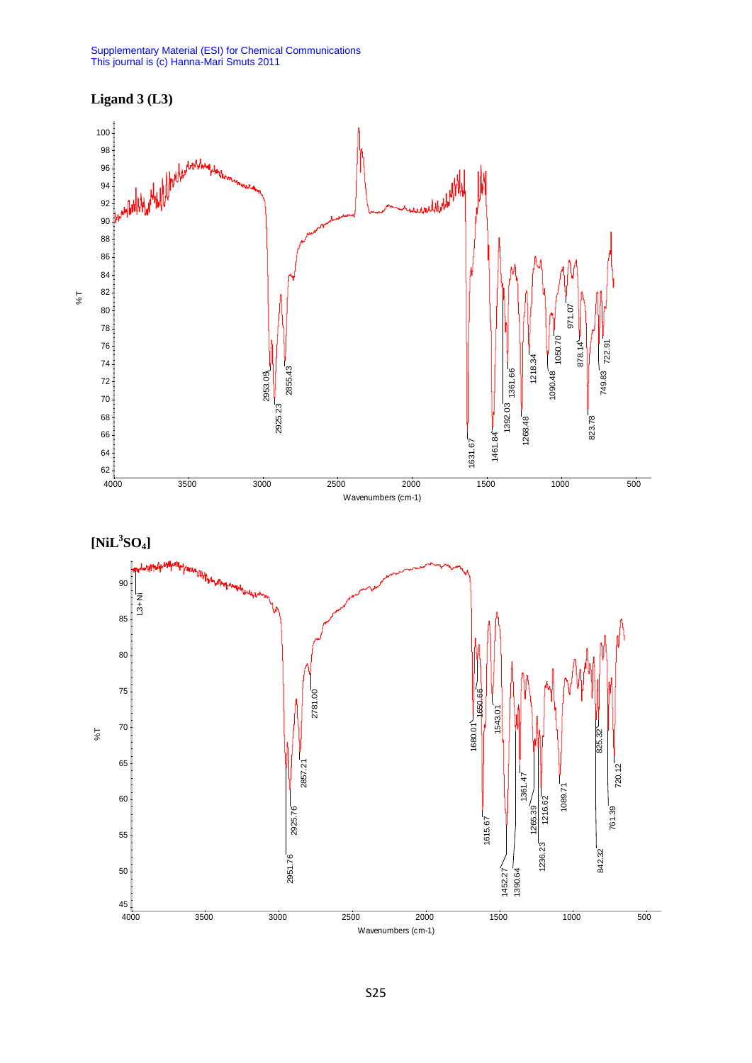# Ligand 3 (L3)

%T

Wavenumbers (cm-1)

2953.05, 2925.23, 2855.43, 1631.67, 1461.84, 1392.03, 1361.66, 1268.48, 1218.34, 1090.48, 1050.70, 971.07, 878.14, 823.78, 749.83, 722.91

# [$NiL^3SO_4$]

%T

Wavenumbers (cm-1)

L3+Ni

2951.76, 2925.76, 2857.21, 2781.00, 1680.01, 1650.66, 1615.67, 1543.01, 1452.27, 1390.64, 1361.47, 1265.39, 1236.23, 1216.62, 1089.71, 842.32, 825.32, 761.39, 720.12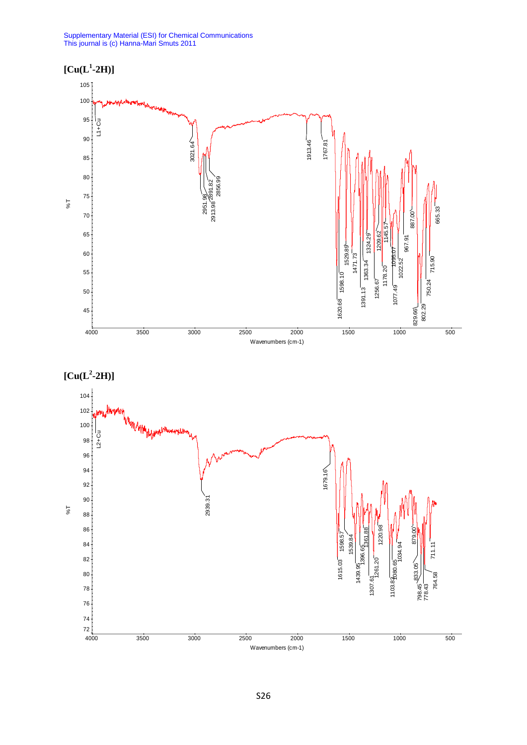## $[Cu(L^1\text{-}2H)]$

## $[Cu(L^2\text{-}2H)]$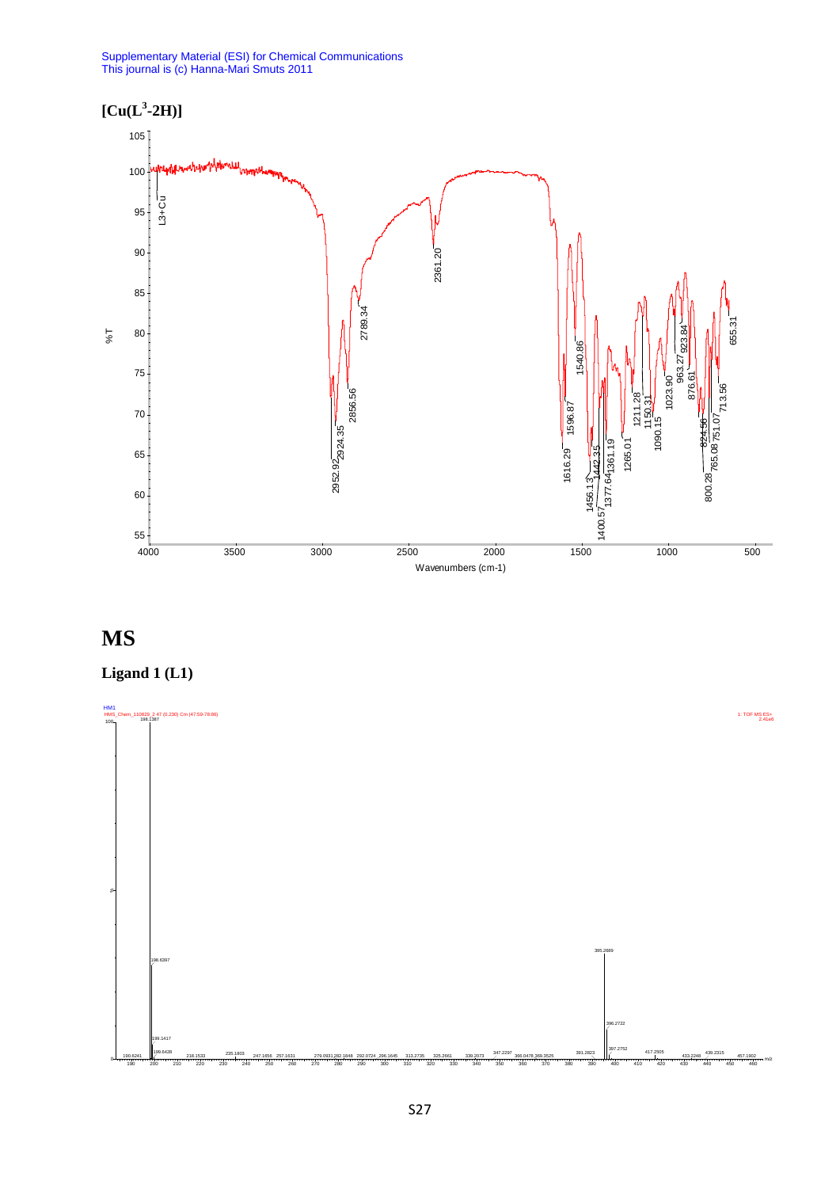## $[Cu(L^3-2H)]$

## MS

### Ligand 1 (L1)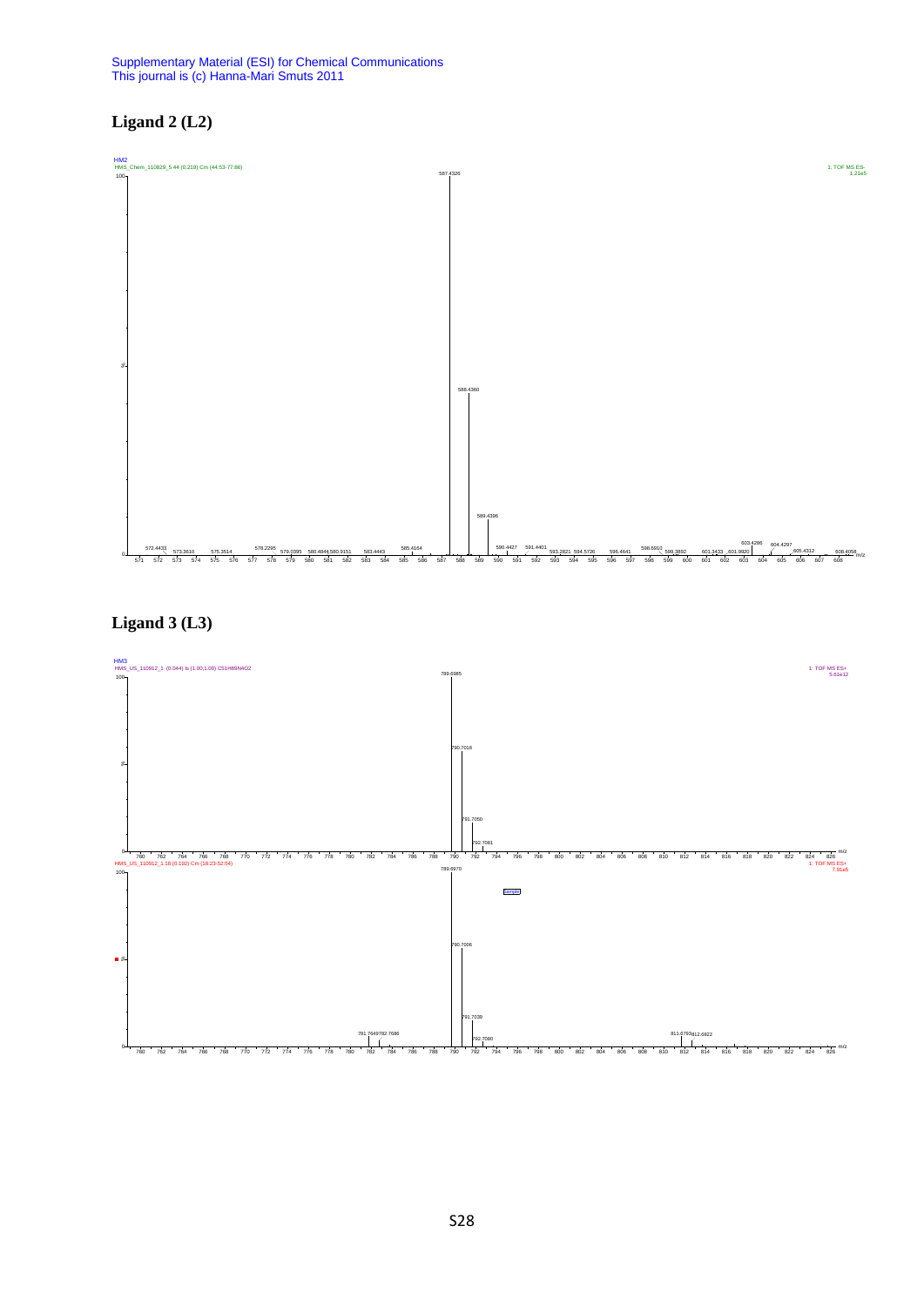Supplementary Material (ESI) for Chemical Communications
This journal is (c) Hanna-Mari Smuts 2011

# Ligand 2 (L2)

HM2
HMS_Chem_110829_5 44 (0.219) Cm (44:53-77:86)

1: TOF MS ES-
1.21e5

587.4326

588.4360

589.4396

572.4433, 573.3610, 575.3514, 578.2295, 579.0395, 580.4844, 580.9151, 583.4443, 585.4164, 590.4427, 591.4401, 593.2821, 594.5726, 596.4641, 598.6910, 599.3892, 601.3433, 601.9920, 603.4286, 604.4297, 605.4312, 608.4058

m/z

# Ligand 3 (L3)

HM3
HMS_US_110912_1 (0.044) Is (1.00,1.00) C51H89N4O2

1: TOF MS ES+
5.61e12

789.6985, 790.7018, 791.7050, 792.7081

m/z

HMS_US_110912_1 18 (0.192) Cm (18:23-52:54)

1: TOF MS ES+
7.91e5

789.6970, 790.7006, 791.7039, 792.7080, 781.7649, 782.7686, 811.6793, 812.6822

m/z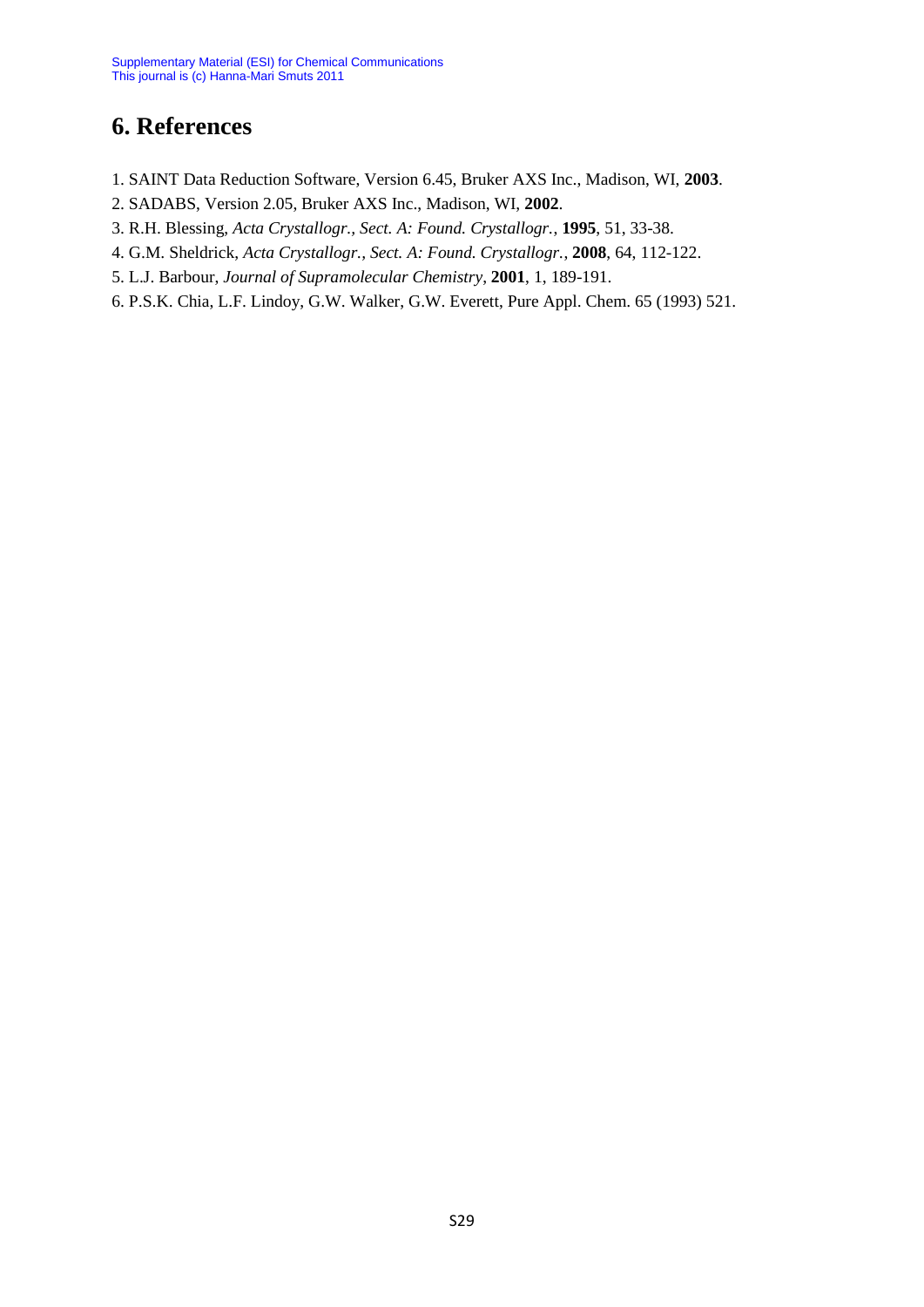# 6. References

1. SAINT Data Reduction Software, Version 6.45, Bruker AXS Inc., Madison, WI, **2003**.
2. SADABS, Version 2.05, Bruker AXS Inc., Madison, WI, **2002**.
3. R.H. Blessing, *Acta Crystallogr., Sect. A: Found. Crystallogr.*, **1995**, 51, 33-38.
4. G.M. Sheldrick, *Acta Crystallogr., Sect. A: Found. Crystallogr.*, **2008**, 64, 112-122.
5. L.J. Barbour, *Journal of Supramolecular Chemistry*, **2001**, 1, 189-191.
6. P.S.K. Chia, L.F. Lindoy, G.W. Walker, G.W. Everett, Pure Appl. Chem. 65 (1993) 521.